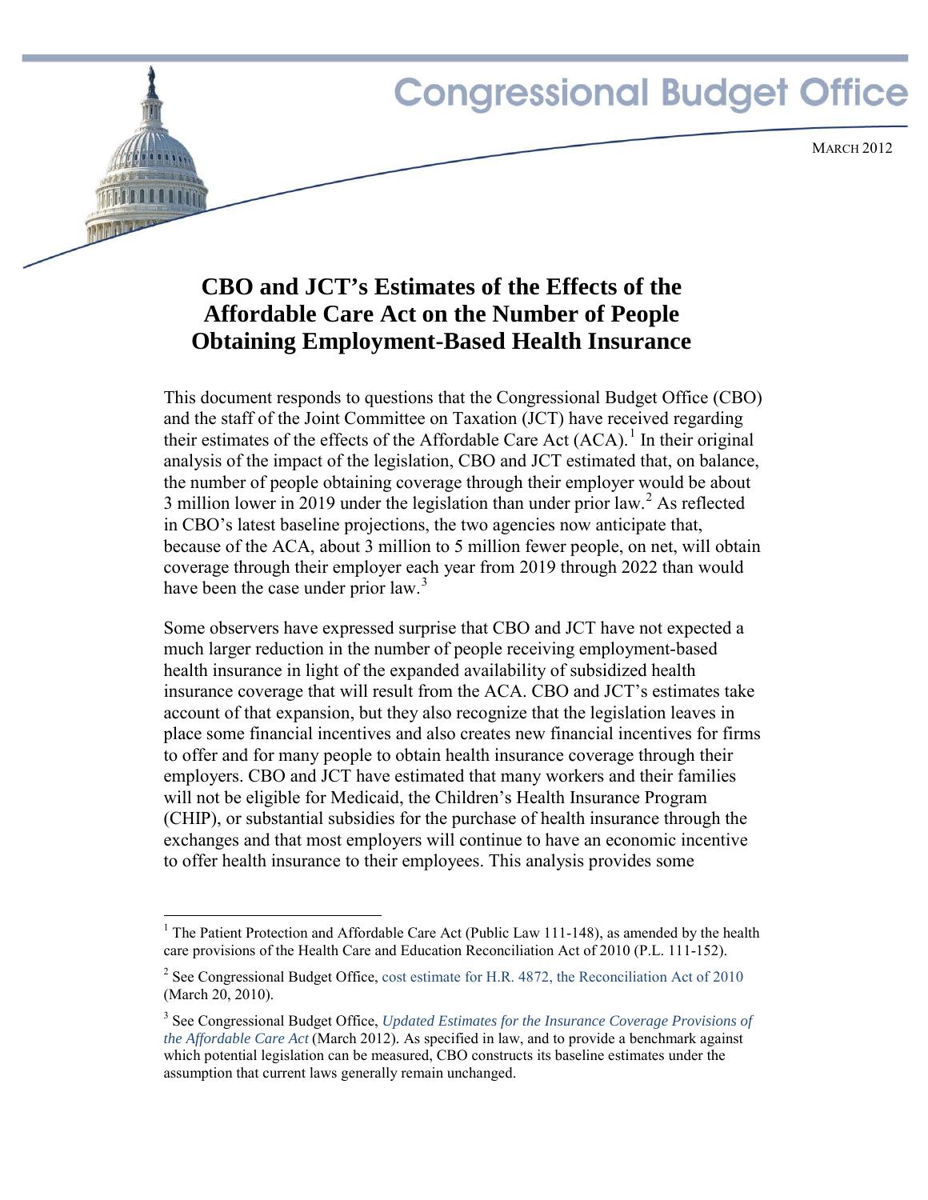Congressional Budget Office

MARCH 2012

# CBO and JCT's Estimates of the Effects of the Affordable Care Act on the Number of People Obtaining Employment-Based Health Insurance

This document responds to questions that the Congressional Budget Office (CBO) and the staff of the Joint Committee on Taxation (JCT) have received regarding their estimates of the effects of the Affordable Care Act (ACA).[1] In their original analysis of the impact of the legislation, CBO and JCT estimated that, on balance, the number of people obtaining coverage through their employer would be about 3 million lower in 2019 under the legislation than under prior law.[2] As reflected in CBO's latest baseline projections, the two agencies now anticipate that, because of the ACA, about 3 million to 5 million fewer people, on net, will obtain coverage through their employer each year from 2019 through 2022 than would have been the case under prior law.[3]

Some observers have expressed surprise that CBO and JCT have not expected a much larger reduction in the number of people receiving employment-based health insurance in light of the expanded availability of subsidized health insurance coverage that will result from the ACA. CBO and JCT's estimates take account of that expansion, but they also recognize that the legislation leaves in place some financial incentives and also creates new financial incentives for firms to offer and for many people to obtain health insurance coverage through their employers. CBO and JCT have estimated that many workers and their families will not be eligible for Medicaid, the Children's Health Insurance Program (CHIP), or substantial subsidies for the purchase of health insurance through the exchanges and that most employers will continue to have an economic incentive to offer health insurance to their employees. This analysis provides some

---

[1] The Patient Protection and Affordable Care Act (Public Law 111-148), as amended by the health care provisions of the Health Care and Education Reconciliation Act of 2010 (P.L. 111-152).

[2] See Congressional Budget Office, cost estimate for H.R. 4872, the Reconciliation Act of 2010 (March 20, 2010).

[3] See Congressional Budget Office, *Updated Estimates for the Insurance Coverage Provisions of the Affordable Care Act* (March 2012). As specified in law, and to provide a benchmark against which potential legislation can be measured, CBO constructs its baseline estimates under the assumption that current laws generally remain unchanged.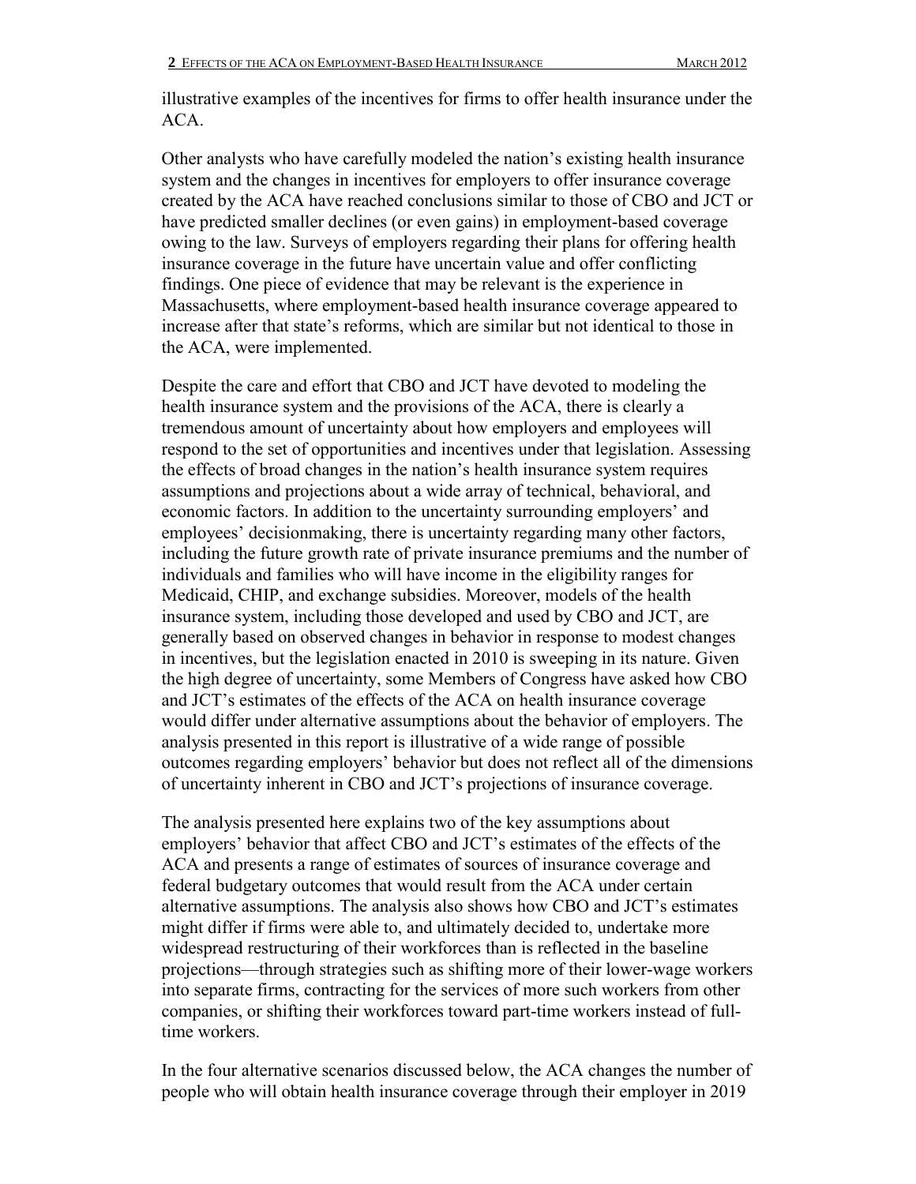illustrative examples of the incentives for firms to offer health insurance under the ACA.

Other analysts who have carefully modeled the nation's existing health insurance system and the changes in incentives for employers to offer insurance coverage created by the ACA have reached conclusions similar to those of CBO and JCT or have predicted smaller declines (or even gains) in employment-based coverage owing to the law. Surveys of employers regarding their plans for offering health insurance coverage in the future have uncertain value and offer conflicting findings. One piece of evidence that may be relevant is the experience in Massachusetts, where employment-based health insurance coverage appeared to increase after that state's reforms, which are similar but not identical to those in the ACA, were implemented.

Despite the care and effort that CBO and JCT have devoted to modeling the health insurance system and the provisions of the ACA, there is clearly a tremendous amount of uncertainty about how employers and employees will respond to the set of opportunities and incentives under that legislation. Assessing the effects of broad changes in the nation's health insurance system requires assumptions and projections about a wide array of technical, behavioral, and economic factors. In addition to the uncertainty surrounding employers' and employees' decisionmaking, there is uncertainty regarding many other factors, including the future growth rate of private insurance premiums and the number of individuals and families who will have income in the eligibility ranges for Medicaid, CHIP, and exchange subsidies. Moreover, models of the health insurance system, including those developed and used by CBO and JCT, are generally based on observed changes in behavior in response to modest changes in incentives, but the legislation enacted in 2010 is sweeping in its nature. Given the high degree of uncertainty, some Members of Congress have asked how CBO and JCT's estimates of the effects of the ACA on health insurance coverage would differ under alternative assumptions about the behavior of employers. The analysis presented in this report is illustrative of a wide range of possible outcomes regarding employers' behavior but does not reflect all of the dimensions of uncertainty inherent in CBO and JCT's projections of insurance coverage.

The analysis presented here explains two of the key assumptions about employers' behavior that affect CBO and JCT's estimates of the effects of the ACA and presents a range of estimates of sources of insurance coverage and federal budgetary outcomes that would result from the ACA under certain alternative assumptions. The analysis also shows how CBO and JCT's estimates might differ if firms were able to, and ultimately decided to, undertake more widespread restructuring of their workforces than is reflected in the baseline projections—through strategies such as shifting more of their lower-wage workers into separate firms, contracting for the services of more such workers from other companies, or shifting their workforces toward part-time workers instead of full-time workers.

In the four alternative scenarios discussed below, the ACA changes the number of people who will obtain health insurance coverage through their employer in 2019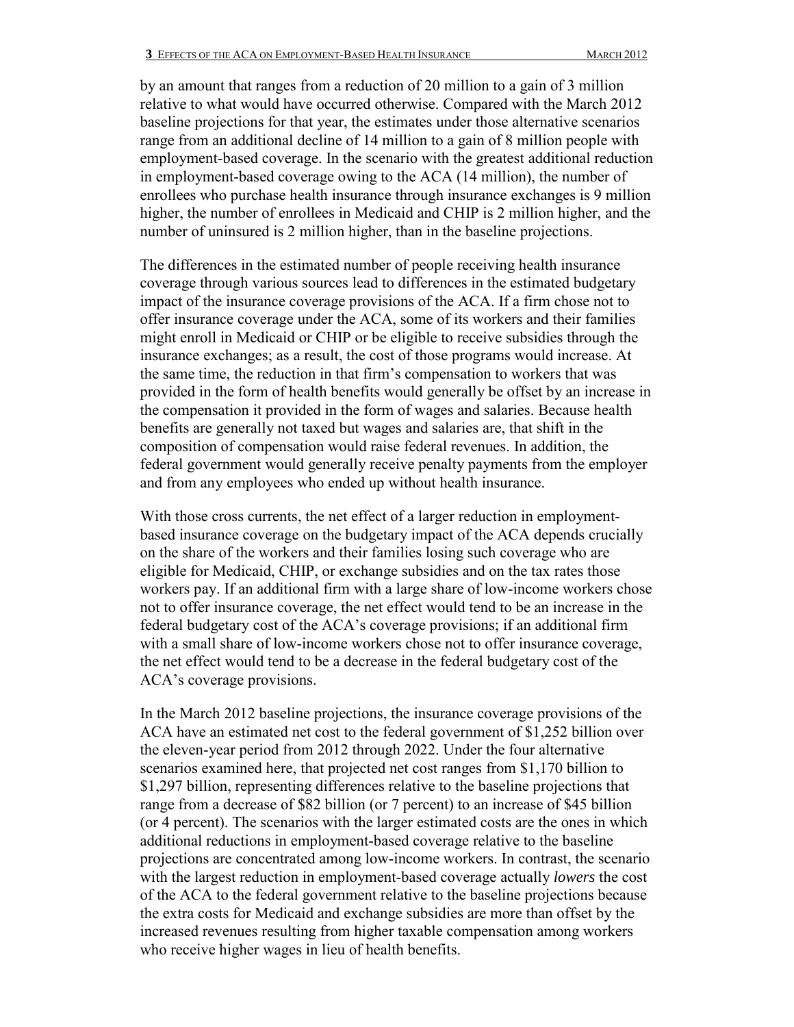by an amount that ranges from a reduction of 20 million to a gain of 3 million relative to what would have occurred otherwise. Compared with the March 2012 baseline projections for that year, the estimates under those alternative scenarios range from an additional decline of 14 million to a gain of 8 million people with employment-based coverage. In the scenario with the greatest additional reduction in employment-based coverage owing to the ACA (14 million), the number of enrollees who purchase health insurance through insurance exchanges is 9 million higher, the number of enrollees in Medicaid and CHIP is 2 million higher, and the number of uninsured is 2 million higher, than in the baseline projections.

The differences in the estimated number of people receiving health insurance coverage through various sources lead to differences in the estimated budgetary impact of the insurance coverage provisions of the ACA. If a firm chose not to offer insurance coverage under the ACA, some of its workers and their families might enroll in Medicaid or CHIP or be eligible to receive subsidies through the insurance exchanges; as a result, the cost of those programs would increase. At the same time, the reduction in that firm's compensation to workers that was provided in the form of health benefits would generally be offset by an increase in the compensation it provided in the form of wages and salaries. Because health benefits are generally not taxed but wages and salaries are, that shift in the composition of compensation would raise federal revenues. In addition, the federal government would generally receive penalty payments from the employer and from any employees who ended up without health insurance.

With those cross currents, the net effect of a larger reduction in employment-based insurance coverage on the budgetary impact of the ACA depends crucially on the share of the workers and their families losing such coverage who are eligible for Medicaid, CHIP, or exchange subsidies and on the tax rates those workers pay. If an additional firm with a large share of low-income workers chose not to offer insurance coverage, the net effect would tend to be an increase in the federal budgetary cost of the ACA's coverage provisions; if an additional firm with a small share of low-income workers chose not to offer insurance coverage, the net effect would tend to be a decrease in the federal budgetary cost of the ACA's coverage provisions.

In the March 2012 baseline projections, the insurance coverage provisions of the ACA have an estimated net cost to the federal government of $1,252 billion over the eleven-year period from 2012 through 2022. Under the four alternative scenarios examined here, that projected net cost ranges from $1,170 billion to $1,297 billion, representing differences relative to the baseline projections that range from a decrease of $82 billion (or 7 percent) to an increase of $45 billion (or 4 percent). The scenarios with the larger estimated costs are the ones in which additional reductions in employment-based coverage relative to the baseline projections are concentrated among low-income workers. In contrast, the scenario with the largest reduction in employment-based coverage actually *lowers* the cost of the ACA to the federal government relative to the baseline projections because the extra costs for Medicaid and exchange subsidies are more than offset by the increased revenues resulting from higher taxable compensation among workers who receive higher wages in lieu of health benefits.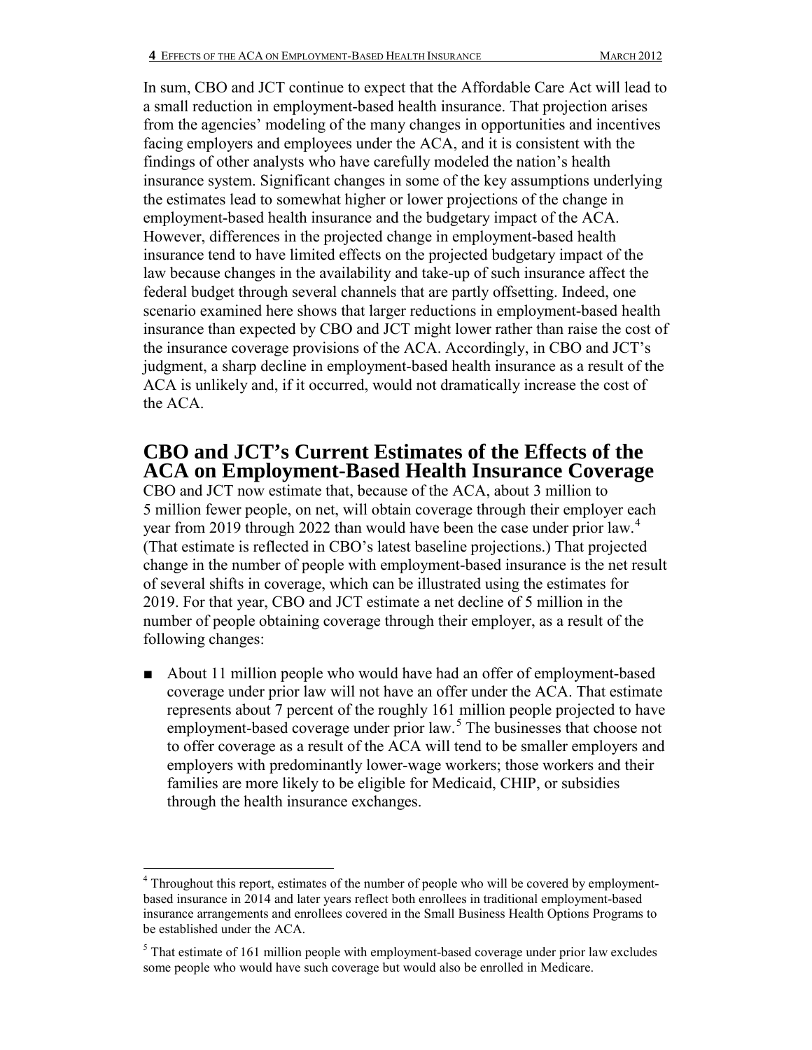In sum, CBO and JCT continue to expect that the Affordable Care Act will lead to a small reduction in employment-based health insurance. That projection arises from the agencies' modeling of the many changes in opportunities and incentives facing employers and employees under the ACA, and it is consistent with the findings of other analysts who have carefully modeled the nation's health insurance system. Significant changes in some of the key assumptions underlying the estimates lead to somewhat higher or lower projections of the change in employment-based health insurance and the budgetary impact of the ACA. However, differences in the projected change in employment-based health insurance tend to have limited effects on the projected budgetary impact of the law because changes in the availability and take-up of such insurance affect the federal budget through several channels that are partly offsetting. Indeed, one scenario examined here shows that larger reductions in employment-based health insurance than expected by CBO and JCT might lower rather than raise the cost of the insurance coverage provisions of the ACA. Accordingly, in CBO and JCT's judgment, a sharp decline in employment-based health insurance as a result of the ACA is unlikely and, if it occurred, would not dramatically increase the cost of the ACA.

## CBO and JCT's Current Estimates of the Effects of the ACA on Employment-Based Health Insurance Coverage

CBO and JCT now estimate that, because of the ACA, about 3 million to 5 million fewer people, on net, will obtain coverage through their employer each year from 2019 through 2022 than would have been the case under prior law.[4] (That estimate is reflected in CBO's latest baseline projections.) That projected change in the number of people with employment-based insurance is the net result of several shifts in coverage, which can be illustrated using the estimates for 2019. For that year, CBO and JCT estimate a net decline of 5 million in the number of people obtaining coverage through their employer, as a result of the following changes:

- About 11 million people who would have had an offer of employment-based coverage under prior law will not have an offer under the ACA. That estimate represents about 7 percent of the roughly 161 million people projected to have employment-based coverage under prior law.[5] The businesses that choose not to offer coverage as a result of the ACA will tend to be smaller employers and employers with predominantly lower-wage workers; those workers and their families are more likely to be eligible for Medicaid, CHIP, or subsidies through the health insurance exchanges.

[4] Throughout this report, estimates of the number of people who will be covered by employment-based insurance in 2014 and later years reflect both enrollees in traditional employment-based insurance arrangements and enrollees covered in the Small Business Health Options Programs to be established under the ACA.

[5] That estimate of 161 million people with employment-based coverage under prior law excludes some people who would have such coverage but would also be enrolled in Medicare.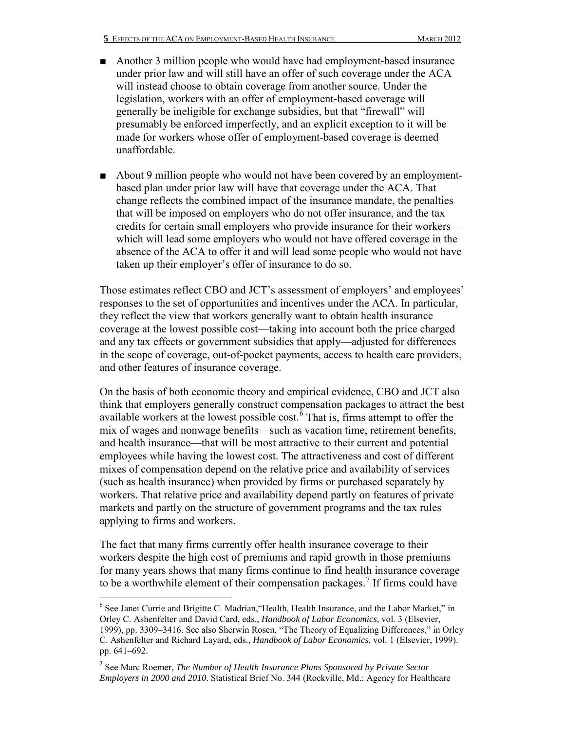- Another 3 million people who would have had employment-based insurance under prior law and will still have an offer of such coverage under the ACA will instead choose to obtain coverage from another source. Under the legislation, workers with an offer of employment-based coverage will generally be ineligible for exchange subsidies, but that "firewall" will presumably be enforced imperfectly, and an explicit exception to it will be made for workers whose offer of employment-based coverage is deemed unaffordable.

- About 9 million people who would not have been covered by an employment-based plan under prior law will have that coverage under the ACA. That change reflects the combined impact of the insurance mandate, the penalties that will be imposed on employers who do not offer insurance, and the tax credits for certain small employers who provide insurance for their workers—which will lead some employers who would not have offered coverage in the absence of the ACA to offer it and will lead some people who would not have taken up their employer's offer of insurance to do so.

Those estimates reflect CBO and JCT's assessment of employers' and employees' responses to the set of opportunities and incentives under the ACA. In particular, they reflect the view that workers generally want to obtain health insurance coverage at the lowest possible cost—taking into account both the price charged and any tax effects or government subsidies that apply—adjusted for differences in the scope of coverage, out-of-pocket payments, access to health care providers, and other features of insurance coverage.

On the basis of both economic theory and empirical evidence, CBO and JCT also think that employers generally construct compensation packages to attract the best available workers at the lowest possible cost.[6] That is, firms attempt to offer the mix of wages and nonwage benefits—such as vacation time, retirement benefits, and health insurance—that will be most attractive to their current and potential employees while having the lowest cost. The attractiveness and cost of different mixes of compensation depend on the relative price and availability of services (such as health insurance) when provided by firms or purchased separately by workers. That relative price and availability depend partly on features of private markets and partly on the structure of government programs and the tax rules applying to firms and workers.

The fact that many firms currently offer health insurance coverage to their workers despite the high cost of premiums and rapid growth in those premiums for many years shows that many firms continue to find health insurance coverage to be a worthwhile element of their compensation packages.[7] If firms could have

[6] See Janet Currie and Brigitte C. Madrian,"Health, Health Insurance, and the Labor Market," in Orley C. Ashenfelter and David Card, eds., *Handbook of Labor Economics*, vol. 3 (Elsevier, 1999), pp. 3309–3416. See also Sherwin Rosen, "The Theory of Equalizing Differences," in Orley C. Ashenfelter and Richard Layard, eds., *Handbook of Labor Economics*, vol. 1 (Elsevier, 1999). pp. 641–692.

[7] See Marc Roemer, *The Number of Health Insurance Plans Sponsored by Private Sector Employers in 2000 and 2010*. Statistical Brief No. 344 (Rockville, Md.: Agency for Healthcare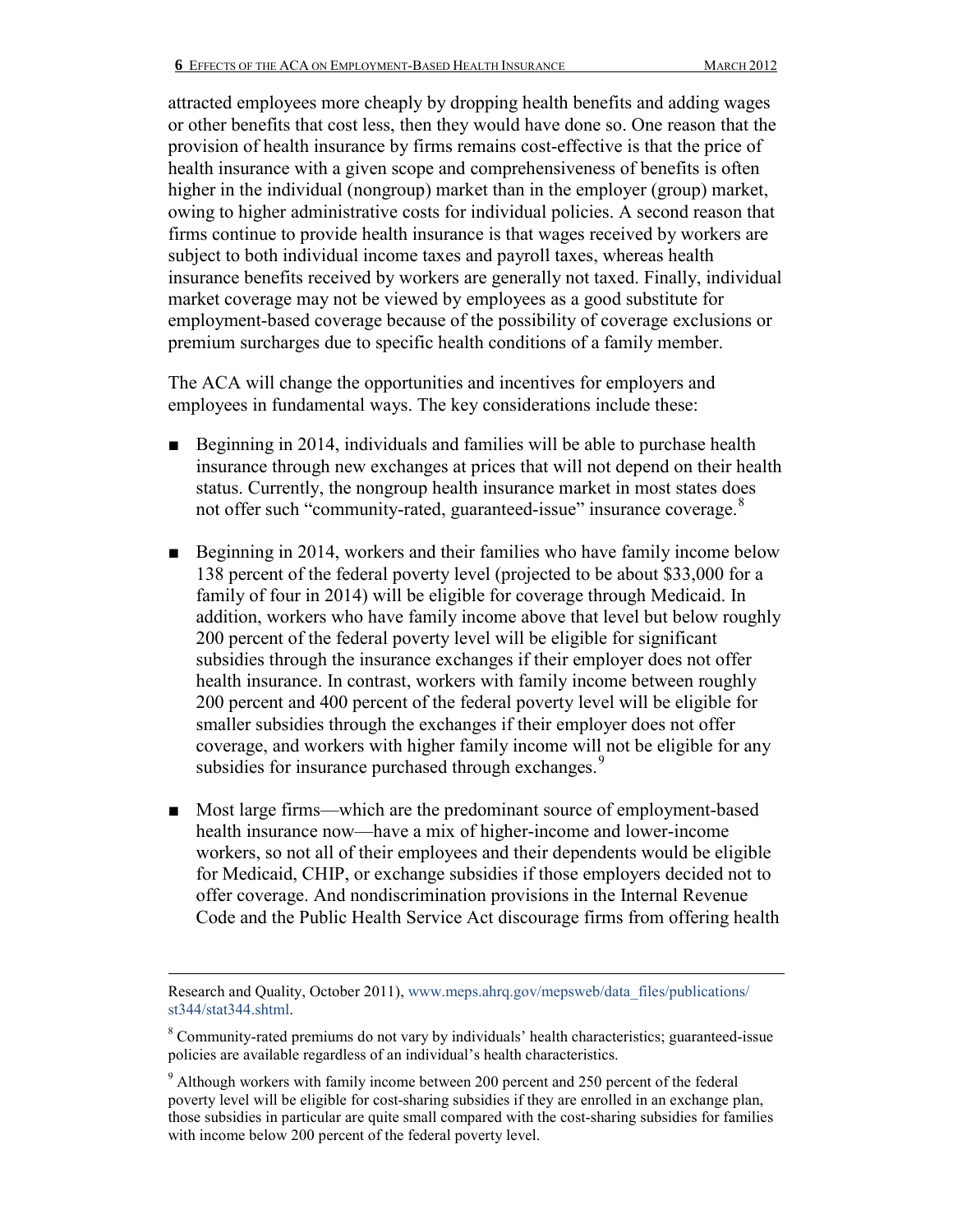attracted employees more cheaply by dropping health benefits and adding wages or other benefits that cost less, then they would have done so. One reason that the provision of health insurance by firms remains cost-effective is that the price of health insurance with a given scope and comprehensiveness of benefits is often higher in the individual (nongroup) market than in the employer (group) market, owing to higher administrative costs for individual policies. A second reason that firms continue to provide health insurance is that wages received by workers are subject to both individual income taxes and payroll taxes, whereas health insurance benefits received by workers are generally not taxed. Finally, individual market coverage may not be viewed by employees as a good substitute for employment-based coverage because of the possibility of coverage exclusions or premium surcharges due to specific health conditions of a family member.

The ACA will change the opportunities and incentives for employers and employees in fundamental ways. The key considerations include these:

- Beginning in 2014, individuals and families will be able to purchase health insurance through new exchanges at prices that will not depend on their health status. Currently, the nongroup health insurance market in most states does not offer such "community-rated, guaranteed-issue" insurance coverage.[8]

- Beginning in 2014, workers and their families who have family income below 138 percent of the federal poverty level (projected to be about $33,000 for a family of four in 2014) will be eligible for coverage through Medicaid. In addition, workers who have family income above that level but below roughly 200 percent of the federal poverty level will be eligible for significant subsidies through the insurance exchanges if their employer does not offer health insurance. In contrast, workers with family income between roughly 200 percent and 400 percent of the federal poverty level will be eligible for smaller subsidies through the exchanges if their employer does not offer coverage, and workers with higher family income will not be eligible for any subsidies for insurance purchased through exchanges.[9]

- Most large firms—which are the predominant source of employment-based health insurance now—have a mix of higher-income and lower-income workers, so not all of their employees and their dependents would be eligible for Medicaid, CHIP, or exchange subsidies if those employers decided not to offer coverage. And nondiscrimination provisions in the Internal Revenue Code and the Public Health Service Act discourage firms from offering health

---

Research and Quality, October 2011), www.meps.ahrq.gov/mepsweb/data_files/publications/st344/stat344.shtml.

[8] Community-rated premiums do not vary by individuals' health characteristics; guaranteed-issue policies are available regardless of an individual's health characteristics.

[9] Although workers with family income between 200 percent and 250 percent of the federal poverty level will be eligible for cost-sharing subsidies if they are enrolled in an exchange plan, those subsidies in particular are quite small compared with the cost-sharing subsidies for families with income below 200 percent of the federal poverty level.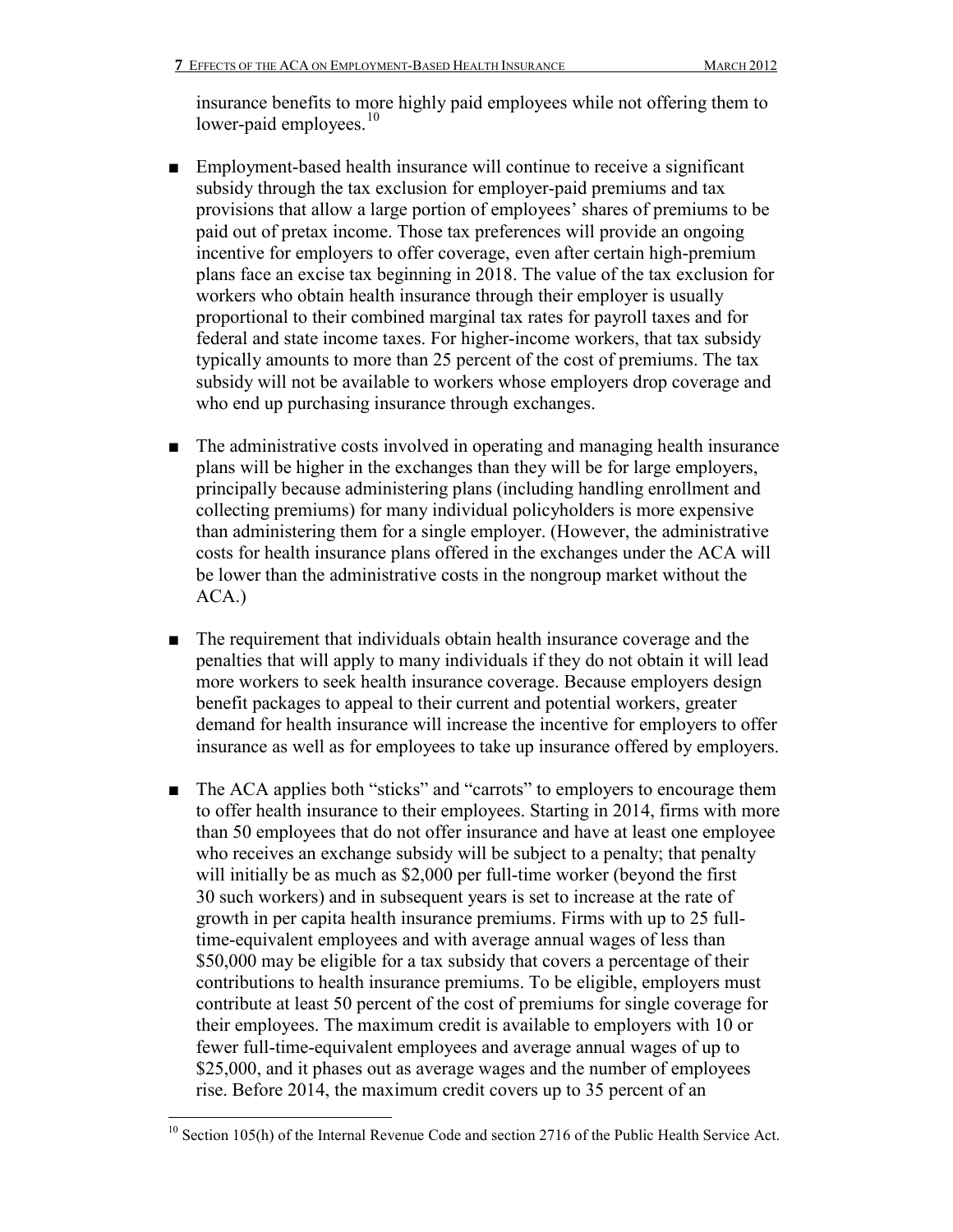insurance benefits to more highly paid employees while not offering them to lower-paid employees.[10]

- Employment-based health insurance will continue to receive a significant subsidy through the tax exclusion for employer-paid premiums and tax provisions that allow a large portion of employees' shares of premiums to be paid out of pretax income. Those tax preferences will provide an ongoing incentive for employers to offer coverage, even after certain high-premium plans face an excise tax beginning in 2018. The value of the tax exclusion for workers who obtain health insurance through their employer is usually proportional to their combined marginal tax rates for payroll taxes and for federal and state income taxes. For higher-income workers, that tax subsidy typically amounts to more than 25 percent of the cost of premiums. The tax subsidy will not be available to workers whose employers drop coverage and who end up purchasing insurance through exchanges.

- The administrative costs involved in operating and managing health insurance plans will be higher in the exchanges than they will be for large employers, principally because administering plans (including handling enrollment and collecting premiums) for many individual policyholders is more expensive than administering them for a single employer. (However, the administrative costs for health insurance plans offered in the exchanges under the ACA will be lower than the administrative costs in the nongroup market without the ACA.)

- The requirement that individuals obtain health insurance coverage and the penalties that will apply to many individuals if they do not obtain it will lead more workers to seek health insurance coverage. Because employers design benefit packages to appeal to their current and potential workers, greater demand for health insurance will increase the incentive for employers to offer insurance as well as for employees to take up insurance offered by employers.

- The ACA applies both "sticks" and "carrots" to employers to encourage them to offer health insurance to their employees. Starting in 2014, firms with more than 50 employees that do not offer insurance and have at least one employee who receives an exchange subsidy will be subject to a penalty; that penalty will initially be as much as $2,000 per full-time worker (beyond the first 30 such workers) and in subsequent years is set to increase at the rate of growth in per capita health insurance premiums. Firms with up to 25 full-time-equivalent employees and with average annual wages of less than $50,000 may be eligible for a tax subsidy that covers a percentage of their contributions to health insurance premiums. To be eligible, employers must contribute at least 50 percent of the cost of premiums for single coverage for their employees. The maximum credit is available to employers with 10 or fewer full-time-equivalent employees and average annual wages of up to $25,000, and it phases out as average wages and the number of employees rise. Before 2014, the maximum credit covers up to 35 percent of an

[10] Section 105(h) of the Internal Revenue Code and section 2716 of the Public Health Service Act.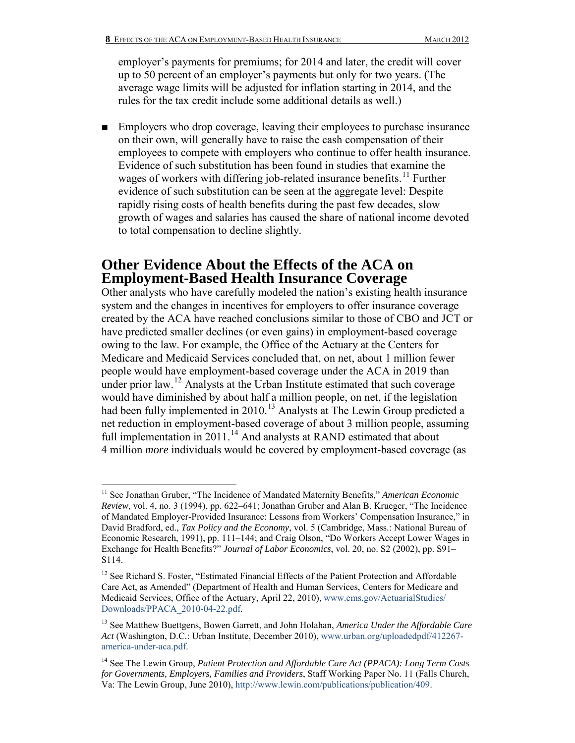employer's payments for premiums; for 2014 and later, the credit will cover up to 50 percent of an employer's payments but only for two years. (The average wage limits will be adjusted for inflation starting in 2014, and the rules for the tax credit include some additional details as well.)

- Employers who drop coverage, leaving their employees to purchase insurance on their own, will generally have to raise the cash compensation of their employees to compete with employers who continue to offer health insurance. Evidence of such substitution has been found in studies that examine the wages of workers with differing job-related insurance benefits.[11] Further evidence of such substitution can be seen at the aggregate level: Despite rapidly rising costs of health benefits during the past few decades, slow growth of wages and salaries has caused the share of national income devoted to total compensation to decline slightly.

## Other Evidence About the Effects of the ACA on Employment-Based Health Insurance Coverage

Other analysts who have carefully modeled the nation's existing health insurance system and the changes in incentives for employers to offer insurance coverage created by the ACA have reached conclusions similar to those of CBO and JCT or have predicted smaller declines (or even gains) in employment-based coverage owing to the law. For example, the Office of the Actuary at the Centers for Medicare and Medicaid Services concluded that, on net, about 1 million fewer people would have employment-based coverage under the ACA in 2019 than under prior law.[12] Analysts at the Urban Institute estimated that such coverage would have diminished by about half a million people, on net, if the legislation had been fully implemented in 2010.[13] Analysts at The Lewin Group predicted a net reduction in employment-based coverage of about 3 million people, assuming full implementation in 2011.[14] And analysts at RAND estimated that about 4 million *more* individuals would be covered by employment-based coverage (as

---

[11] See Jonathan Gruber, "The Incidence of Mandated Maternity Benefits," *American Economic Review*, vol. 4, no. 3 (1994), pp. 622–641; Jonathan Gruber and Alan B. Krueger, "The Incidence of Mandated Employer-Provided Insurance: Lessons from Workers' Compensation Insurance," in David Bradford, ed., *Tax Policy and the Economy*, vol. 5 (Cambridge, Mass.: National Bureau of Economic Research, 1991), pp. 111–144; and Craig Olson, "Do Workers Accept Lower Wages in Exchange for Health Benefits?" *Journal of Labor Economics*, vol. 20, no. S2 (2002), pp. S91–S114.

[12] See Richard S. Foster, "Estimated Financial Effects of the Patient Protection and Affordable Care Act, as Amended" (Department of Health and Human Services, Centers for Medicare and Medicaid Services, Office of the Actuary, April 22, 2010), www.cms.gov/ActuarialStudies/Downloads/PPACA_2010-04-22.pdf.

[13] See Matthew Buettgens, Bowen Garrett, and John Holahan, *America Under the Affordable Care Act* (Washington, D.C.: Urban Institute, December 2010), www.urban.org/uploadedpdf/412267-america-under-aca.pdf.

[14] See The Lewin Group, *Patient Protection and Affordable Care Act (PPACA): Long Term Costs for Governments, Employers, Families and Providers*, Staff Working Paper No. 11 (Falls Church, Va: The Lewin Group, June 2010), http://www.lewin.com/publications/publication/409.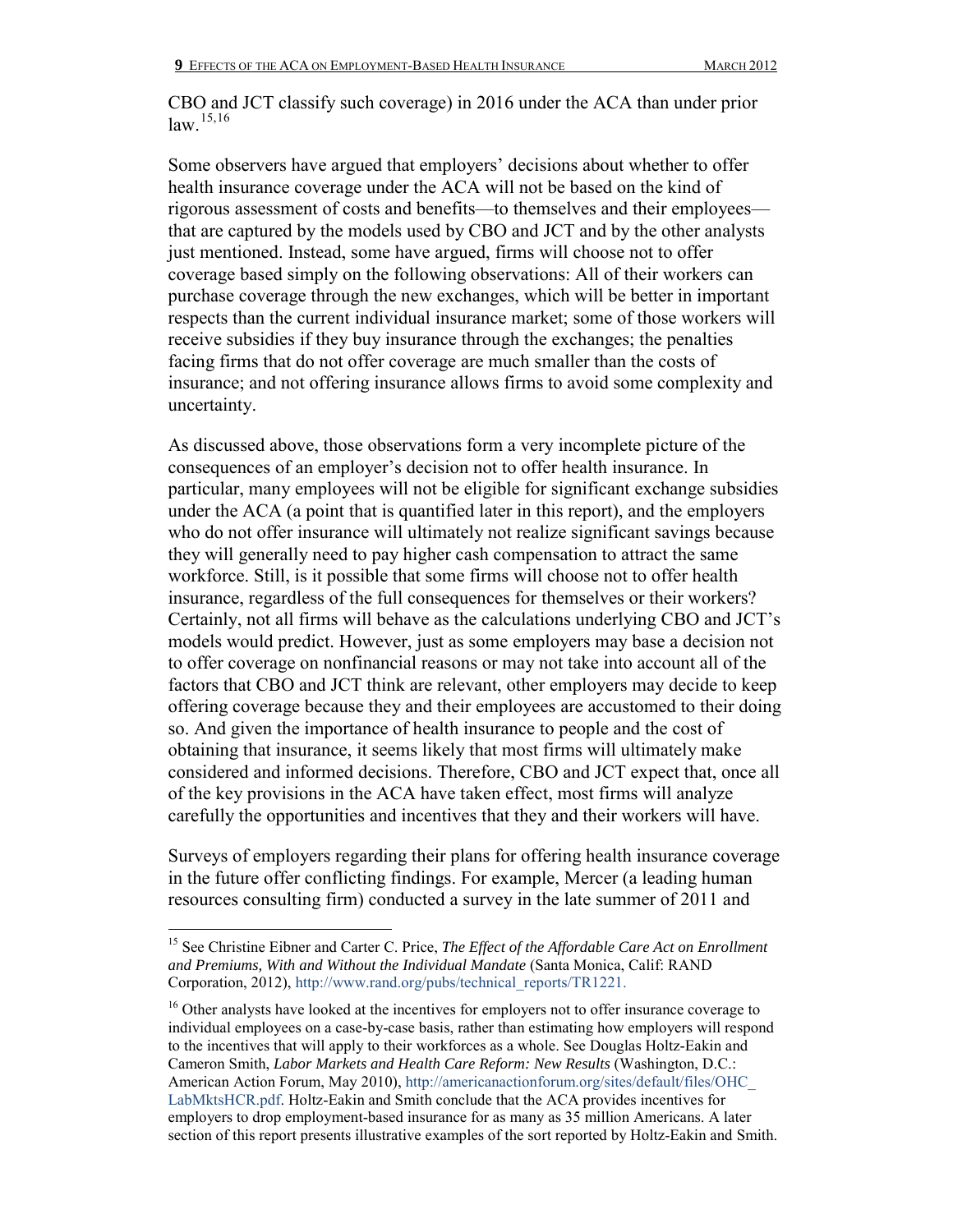CBO and JCT classify such coverage) in 2016 under the ACA than under prior law.[15,16]

Some observers have argued that employers' decisions about whether to offer health insurance coverage under the ACA will not be based on the kind of rigorous assessment of costs and benefits—to themselves and their employees—that are captured by the models used by CBO and JCT and by the other analysts just mentioned. Instead, some have argued, firms will choose not to offer coverage based simply on the following observations: All of their workers can purchase coverage through the new exchanges, which will be better in important respects than the current individual insurance market; some of those workers will receive subsidies if they buy insurance through the exchanges; the penalties facing firms that do not offer coverage are much smaller than the costs of insurance; and not offering insurance allows firms to avoid some complexity and uncertainty.

As discussed above, those observations form a very incomplete picture of the consequences of an employer's decision not to offer health insurance. In particular, many employees will not be eligible for significant exchange subsidies under the ACA (a point that is quantified later in this report), and the employers who do not offer insurance will ultimately not realize significant savings because they will generally need to pay higher cash compensation to attract the same workforce. Still, is it possible that some firms will choose not to offer health insurance, regardless of the full consequences for themselves or their workers? Certainly, not all firms will behave as the calculations underlying CBO and JCT's models would predict. However, just as some employers may base a decision not to offer coverage on nonfinancial reasons or may not take into account all of the factors that CBO and JCT think are relevant, other employers may decide to keep offering coverage because they and their employees are accustomed to their doing so. And given the importance of health insurance to people and the cost of obtaining that insurance, it seems likely that most firms will ultimately make considered and informed decisions. Therefore, CBO and JCT expect that, once all of the key provisions in the ACA have taken effect, most firms will analyze carefully the opportunities and incentives that they and their workers will have.

Surveys of employers regarding their plans for offering health insurance coverage in the future offer conflicting findings. For example, Mercer (a leading human resources consulting firm) conducted a survey in the late summer of 2011 and

---

[15] See Christine Eibner and Carter C. Price, *The Effect of the Affordable Care Act on Enrollment and Premiums, With and Without the Individual Mandate* (Santa Monica, Calif: RAND Corporation, 2012), http://www.rand.org/pubs/technical_reports/TR1221.

[16] Other analysts have looked at the incentives for employers not to offer insurance coverage to individual employees on a case-by-case basis, rather than estimating how employers will respond to the incentives that will apply to their workforces as a whole. See Douglas Holtz-Eakin and Cameron Smith, *Labor Markets and Health Care Reform: New Results* (Washington, D.C.: American Action Forum, May 2010), http://americanactionforum.org/sites/default/files/OHC_LabMktsHCR.pdf. Holtz-Eakin and Smith conclude that the ACA provides incentives for employers to drop employment-based insurance for as many as 35 million Americans. A later section of this report presents illustrative examples of the sort reported by Holtz-Eakin and Smith.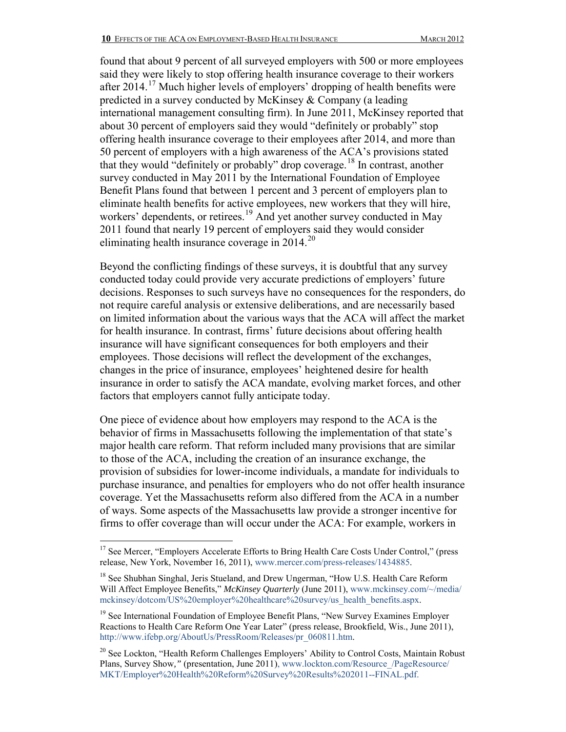found that about 9 percent of all surveyed employers with 500 or more employees said they were likely to stop offering health insurance coverage to their workers after 2014.[17] Much higher levels of employers' dropping of health benefits were predicted in a survey conducted by McKinsey & Company (a leading international management consulting firm). In June 2011, McKinsey reported that about 30 percent of employers said they would "definitely or probably" stop offering health insurance coverage to their employees after 2014, and more than 50 percent of employers with a high awareness of the ACA's provisions stated that they would "definitely or probably" drop coverage.[18] In contrast, another survey conducted in May 2011 by the International Foundation of Employee Benefit Plans found that between 1 percent and 3 percent of employers plan to eliminate health benefits for active employees, new workers that they will hire, workers' dependents, or retirees.[19] And yet another survey conducted in May 2011 found that nearly 19 percent of employers said they would consider eliminating health insurance coverage in 2014.[20]

Beyond the conflicting findings of these surveys, it is doubtful that any survey conducted today could provide very accurate predictions of employers' future decisions. Responses to such surveys have no consequences for the responders, do not require careful analysis or extensive deliberations, and are necessarily based on limited information about the various ways that the ACA will affect the market for health insurance. In contrast, firms' future decisions about offering health insurance will have significant consequences for both employers and their employees. Those decisions will reflect the development of the exchanges, changes in the price of insurance, employees' heightened desire for health insurance in order to satisfy the ACA mandate, evolving market forces, and other factors that employers cannot fully anticipate today.

One piece of evidence about how employers may respond to the ACA is the behavior of firms in Massachusetts following the implementation of that state's major health care reform. That reform included many provisions that are similar to those of the ACA, including the creation of an insurance exchange, the provision of subsidies for lower-income individuals, a mandate for individuals to purchase insurance, and penalties for employers who do not offer health insurance coverage. Yet the Massachusetts reform also differed from the ACA in a number of ways. Some aspects of the Massachusetts law provide a stronger incentive for firms to offer coverage than will occur under the ACA: For example, workers in

---

[17] See Mercer, "Employers Accelerate Efforts to Bring Health Care Costs Under Control," (press release, New York, November 16, 2011), www.mercer.com/press-releases/1434885.

[18] See Shubhan Singhal, Jeris Stueland, and Drew Ungerman, "How U.S. Health Care Reform Will Affect Employee Benefits," *McKinsey Quarterly* (June 2011), www.mckinsey.com/~/media/mckinsey/dotcom/US%20employer%20healthcare%20survey/us_health_benefits.aspx.

[19] See International Foundation of Employee Benefit Plans, "New Survey Examines Employer Reactions to Health Care Reform One Year Later" (press release, Brookfield, Wis., June 2011), http://www.ifebp.org/AboutUs/PressRoom/Releases/pr_060811.htm.

[20] See Lockton, "Health Reform Challenges Employers' Ability to Control Costs, Maintain Robust Plans, Survey Show," (presentation, June 2011), www.lockton.com/Resource_/PageResource/MKT/Employer%20Health%20Reform%20Survey%20Results%202011--FINAL.pdf.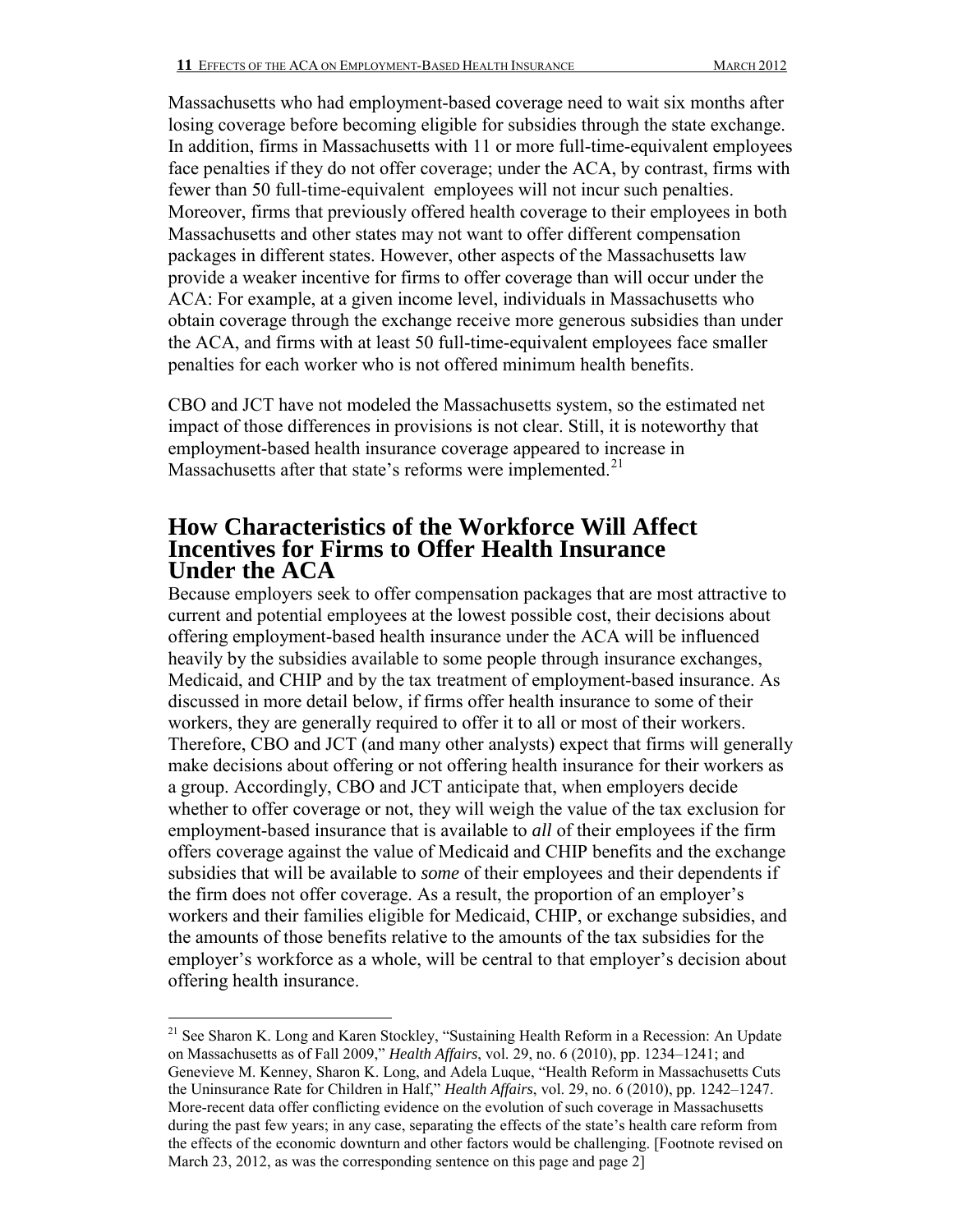Massachusetts who had employment-based coverage need to wait six months after losing coverage before becoming eligible for subsidies through the state exchange. In addition, firms in Massachusetts with 11 or more full-time-equivalent employees face penalties if they do not offer coverage; under the ACA, by contrast, firms with fewer than 50 full-time-equivalent employees will not incur such penalties. Moreover, firms that previously offered health coverage to their employees in both Massachusetts and other states may not want to offer different compensation packages in different states. However, other aspects of the Massachusetts law provide a weaker incentive for firms to offer coverage than will occur under the ACA: For example, at a given income level, individuals in Massachusetts who obtain coverage through the exchange receive more generous subsidies than under the ACA, and firms with at least 50 full-time-equivalent employees face smaller penalties for each worker who is not offered minimum health benefits.

CBO and JCT have not modeled the Massachusetts system, so the estimated net impact of those differences in provisions is not clear. Still, it is noteworthy that employment-based health insurance coverage appeared to increase in Massachusetts after that state's reforms were implemented.[21]

## How Characteristics of the Workforce Will Affect Incentives for Firms to Offer Health Insurance Under the ACA

Because employers seek to offer compensation packages that are most attractive to current and potential employees at the lowest possible cost, their decisions about offering employment-based health insurance under the ACA will be influenced heavily by the subsidies available to some people through insurance exchanges, Medicaid, and CHIP and by the tax treatment of employment-based insurance. As discussed in more detail below, if firms offer health insurance to some of their workers, they are generally required to offer it to all or most of their workers. Therefore, CBO and JCT (and many other analysts) expect that firms will generally make decisions about offering or not offering health insurance for their workers as a group. Accordingly, CBO and JCT anticipate that, when employers decide whether to offer coverage or not, they will weigh the value of the tax exclusion for employment-based insurance that is available to *all* of their employees if the firm offers coverage against the value of Medicaid and CHIP benefits and the exchange subsidies that will be available to *some* of their employees and their dependents if the firm does not offer coverage. As a result, the proportion of an employer's workers and their families eligible for Medicaid, CHIP, or exchange subsidies, and the amounts of those benefits relative to the amounts of the tax subsidies for the employer's workforce as a whole, will be central to that employer's decision about offering health insurance.

---

[21] See Sharon K. Long and Karen Stockley, "Sustaining Health Reform in a Recession: An Update on Massachusetts as of Fall 2009," *Health Affairs*, vol. 29, no. 6 (2010), pp. 1234–1241; and Genevieve M. Kenney, Sharon K. Long, and Adela Luque, "Health Reform in Massachusetts Cuts the Uninsurance Rate for Children in Half," *Health Affairs*, vol. 29, no. 6 (2010), pp. 1242–1247. More-recent data offer conflicting evidence on the evolution of such coverage in Massachusetts during the past few years; in any case, separating the effects of the state's health care reform from the effects of the economic downturn and other factors would be challenging. [Footnote revised on March 23, 2012, as was the corresponding sentence on this page and page 2]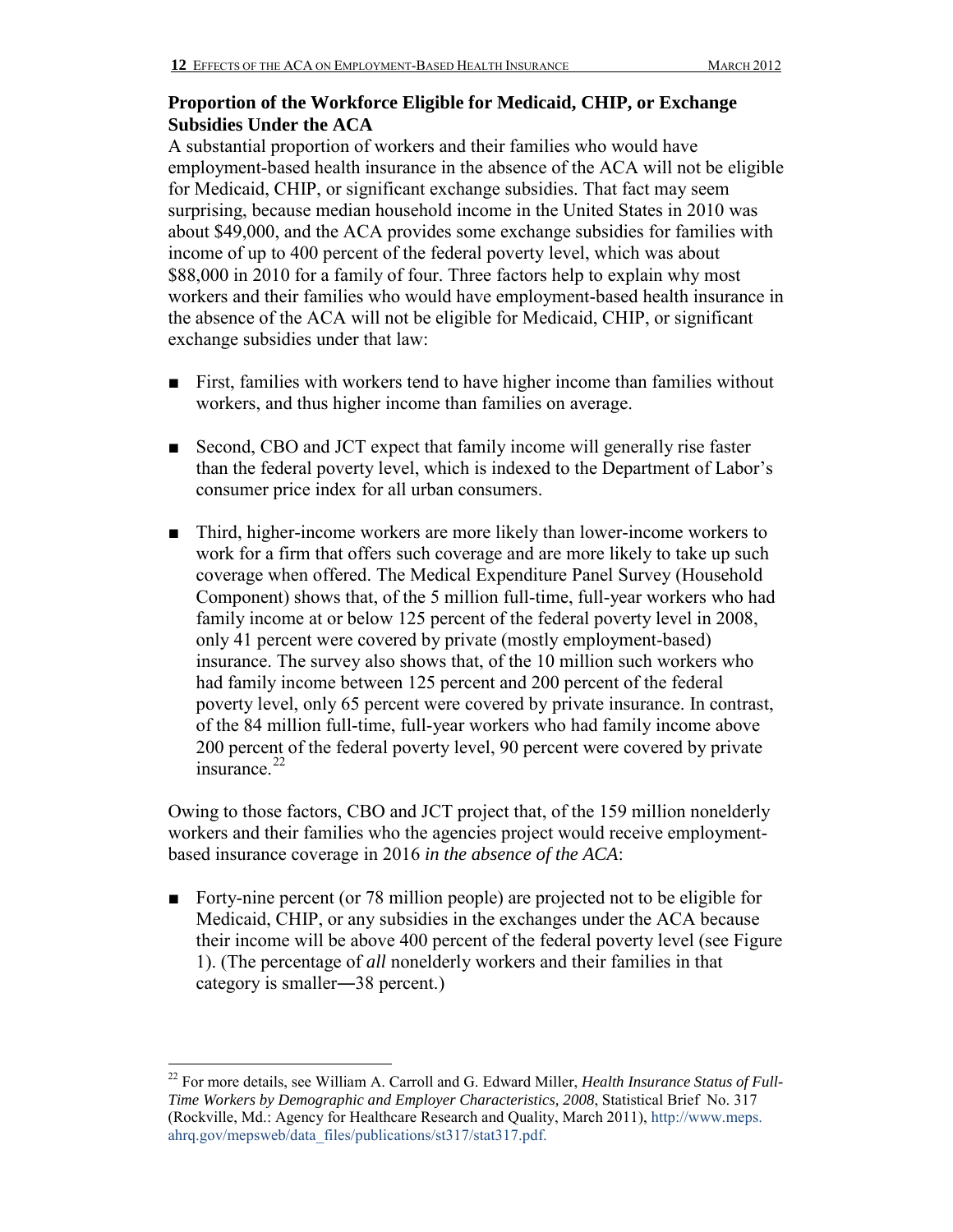## Proportion of the Workforce Eligible for Medicaid, CHIP, or Exchange Subsidies Under the ACA

A substantial proportion of workers and their families who would have employment-based health insurance in the absence of the ACA will not be eligible for Medicaid, CHIP, or significant exchange subsidies. That fact may seem surprising, because median household income in the United States in 2010 was about $49,000, and the ACA provides some exchange subsidies for families with income of up to 400 percent of the federal poverty level, which was about $88,000 in 2010 for a family of four. Three factors help to explain why most workers and their families who would have employment-based health insurance in the absence of the ACA will not be eligible for Medicaid, CHIP, or significant exchange subsidies under that law:

- First, families with workers tend to have higher income than families without workers, and thus higher income than families on average.

- Second, CBO and JCT expect that family income will generally rise faster than the federal poverty level, which is indexed to the Department of Labor's consumer price index for all urban consumers.

- Third, higher-income workers are more likely than lower-income workers to work for a firm that offers such coverage and are more likely to take up such coverage when offered. The Medical Expenditure Panel Survey (Household Component) shows that, of the 5 million full-time, full-year workers who had family income at or below 125 percent of the federal poverty level in 2008, only 41 percent were covered by private (mostly employment-based) insurance. The survey also shows that, of the 10 million such workers who had family income between 125 percent and 200 percent of the federal poverty level, only 65 percent were covered by private insurance. In contrast, of the 84 million full-time, full-year workers who had family income above 200 percent of the federal poverty level, 90 percent were covered by private insurance.[22]

Owing to those factors, CBO and JCT project that, of the 159 million nonelderly workers and their families who the agencies project would receive employment-based insurance coverage in 2016 *in the absence of the ACA*:

- Forty-nine percent (or 78 million people) are projected not to be eligible for Medicaid, CHIP, or any subsidies in the exchanges under the ACA because their income will be above 400 percent of the federal poverty level (see Figure 1). (The percentage of *all* nonelderly workers and their families in that category is smaller—38 percent.)

---

[22] For more details, see William A. Carroll and G. Edward Miller, *Health Insurance Status of Full-Time Workers by Demographic and Employer Characteristics, 2008*, Statistical Brief No. 317 (Rockville, Md.: Agency for Healthcare Research and Quality, March 2011), http://www.meps.ahrq.gov/mepsweb/data_files/publications/st317/stat317.pdf.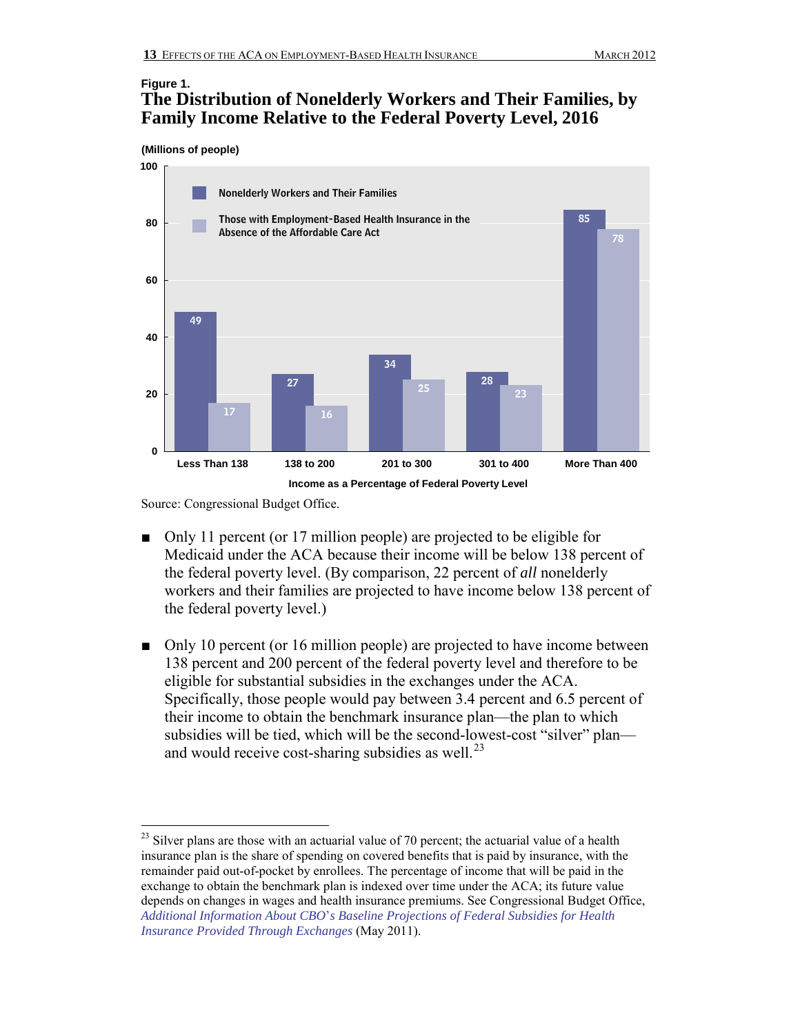**Figure 1.**

## The Distribution of Nonelderly Workers and Their Families, by Family Income Relative to the Federal Poverty Level, 2016

(Millions of people)

| Income as a Percentage of Federal Poverty Level | Nonelderly Workers and Their Families | Those with Employment-Based Health Insurance in the Absence of the Affordable Care Act |
|---|---|---|
| Less Than 138 | 49 | 17 |
| 138 to 200 | 27 | 16 |
| 201 to 300 | 34 | 25 |
| 301 to 400 | 28 | 23 |
| More Than 400 | 85 | 78 |

Source: Congressional Budget Office.

- Only 11 percent (or 17 million people) are projected to be eligible for Medicaid under the ACA because their income will be below 138 percent of the federal poverty level. (By comparison, 22 percent of *all* nonelderly workers and their families are projected to have income below 138 percent of the federal poverty level.)

- Only 10 percent (or 16 million people) are projected to have income between 138 percent and 200 percent of the federal poverty level and therefore to be eligible for substantial subsidies in the exchanges under the ACA. Specifically, those people would pay between 3.4 percent and 6.5 percent of their income to obtain the benchmark insurance plan—the plan to which subsidies will be tied, which will be the second-lowest-cost "silver" plan—and would receive cost-sharing subsidies as well.[23]

---

[23] Silver plans are those with an actuarial value of 70 percent; the actuarial value of a health insurance plan is the share of spending on covered benefits that is paid by insurance, with the remainder paid out-of-pocket by enrollees. The percentage of income that will be paid in the exchange to obtain the benchmark plan is indexed over time under the ACA; its future value depends on changes in wages and health insurance premiums. See Congressional Budget Office, *Additional Information About CBO's Baseline Projections of Federal Subsidies for Health Insurance Provided Through Exchanges* (May 2011).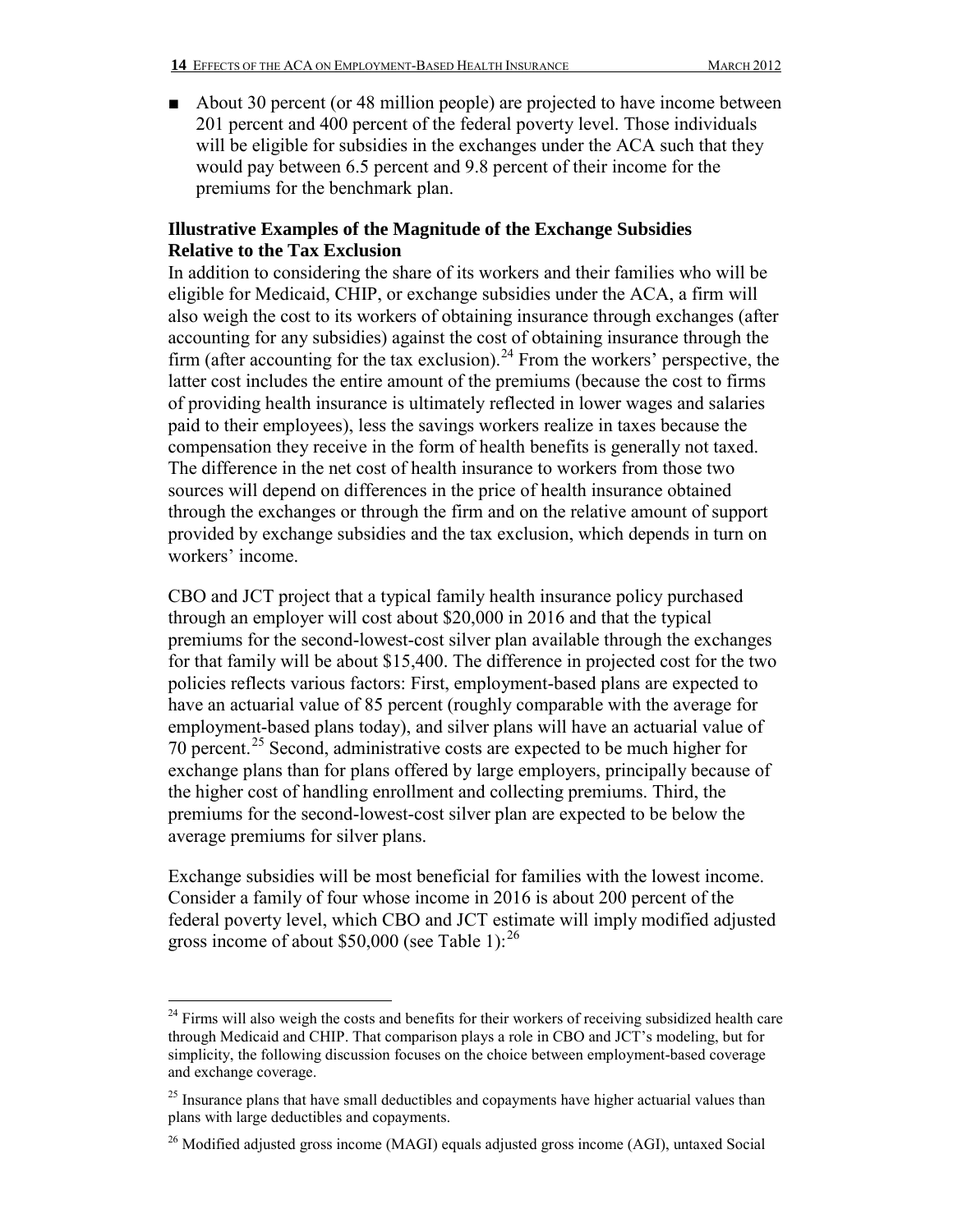- About 30 percent (or 48 million people) are projected to have income between 201 percent and 400 percent of the federal poverty level. Those individuals will be eligible for subsidies in the exchanges under the ACA such that they would pay between 6.5 percent and 9.8 percent of their income for the premiums for the benchmark plan.

**Illustrative Examples of the Magnitude of the Exchange Subsidies Relative to the Tax Exclusion**

In addition to considering the share of its workers and their families who will be eligible for Medicaid, CHIP, or exchange subsidies under the ACA, a firm will also weigh the cost to its workers of obtaining insurance through exchanges (after accounting for any subsidies) against the cost of obtaining insurance through the firm (after accounting for the tax exclusion).[24] From the workers' perspective, the latter cost includes the entire amount of the premiums (because the cost to firms of providing health insurance is ultimately reflected in lower wages and salaries paid to their employees), less the savings workers realize in taxes because the compensation they receive in the form of health benefits is generally not taxed. The difference in the net cost of health insurance to workers from those two sources will depend on differences in the price of health insurance obtained through the exchanges or through the firm and on the relative amount of support provided by exchange subsidies and the tax exclusion, which depends in turn on workers' income.

CBO and JCT project that a typical family health insurance policy purchased through an employer will cost about $20,000 in 2016 and that the typical premiums for the second-lowest-cost silver plan available through the exchanges for that family will be about $15,400. The difference in projected cost for the two policies reflects various factors: First, employment-based plans are expected to have an actuarial value of 85 percent (roughly comparable with the average for employment-based plans today), and silver plans will have an actuarial value of 70 percent.[25] Second, administrative costs are expected to be much higher for exchange plans than for plans offered by large employers, principally because of the higher cost of handling enrollment and collecting premiums. Third, the premiums for the second-lowest-cost silver plan are expected to be below the average premiums for silver plans.

Exchange subsidies will be most beneficial for families with the lowest income. Consider a family of four whose income in 2016 is about 200 percent of the federal poverty level, which CBO and JCT estimate will imply modified adjusted gross income of about $50,000 (see Table 1):[26]

---

[24] Firms will also weigh the costs and benefits for their workers of receiving subsidized health care through Medicaid and CHIP. That comparison plays a role in CBO and JCT's modeling, but for simplicity, the following discussion focuses on the choice between employment-based coverage and exchange coverage.

[25] Insurance plans that have small deductibles and copayments have higher actuarial values than plans with large deductibles and copayments.

[26] Modified adjusted gross income (MAGI) equals adjusted gross income (AGI), untaxed Social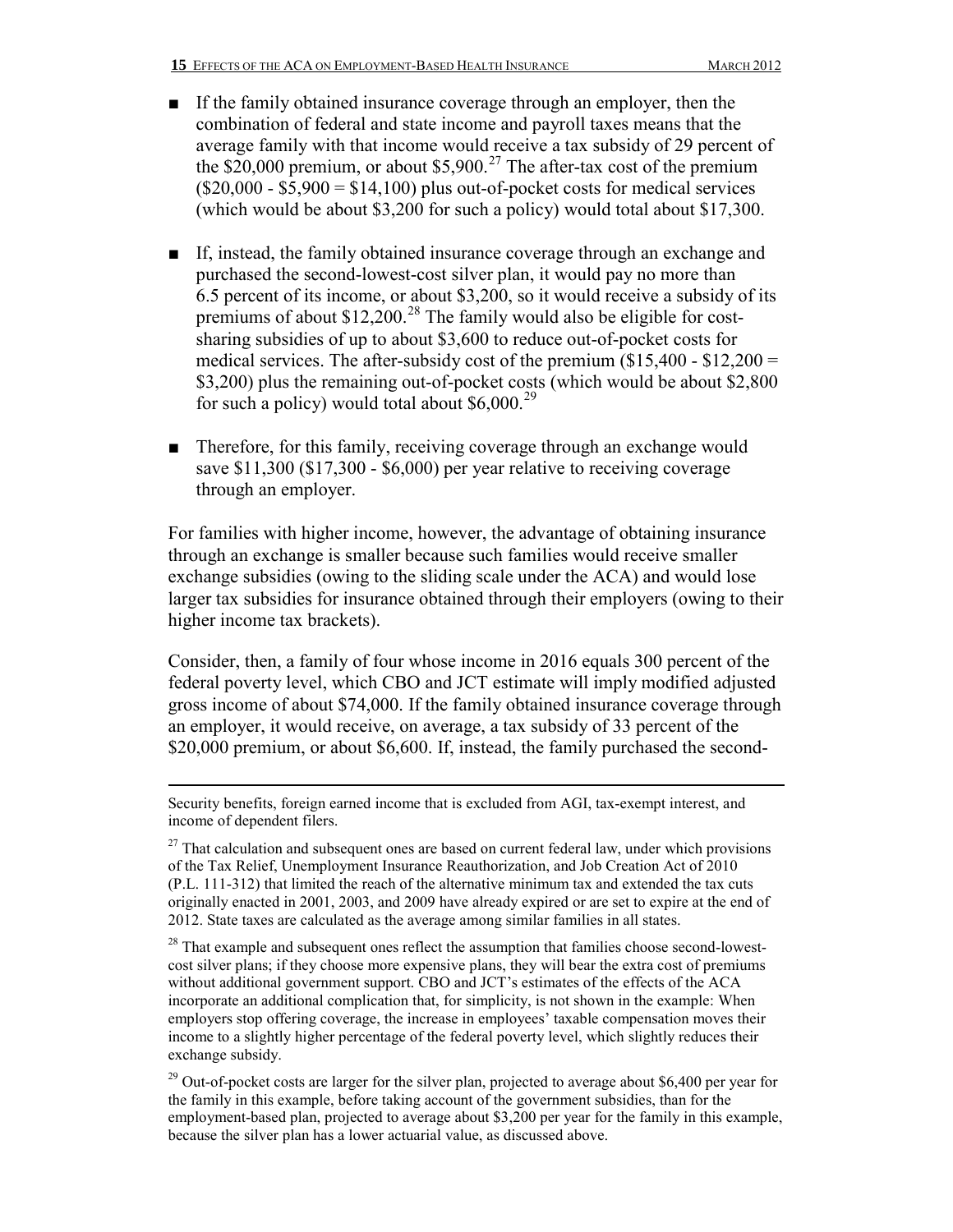- If the family obtained insurance coverage through an employer, then the combination of federal and state income and payroll taxes means that the average family with that income would receive a tax subsidy of 29 percent of the $20,000 premium, or about $5,900.[27] The after-tax cost of the premium ($20,000 - $5,900 = $14,100) plus out-of-pocket costs for medical services (which would be about $3,200 for such a policy) would total about $17,300.

- If, instead, the family obtained insurance coverage through an exchange and purchased the second-lowest-cost silver plan, it would pay no more than 6.5 percent of its income, or about $3,200, so it would receive a subsidy of its premiums of about $12,200.[28] The family would also be eligible for cost-sharing subsidies of up to about $3,600 to reduce out-of-pocket costs for medical services. The after-subsidy cost of the premium ($15,400 - $12,200 = $3,200) plus the remaining out-of-pocket costs (which would be about $2,800 for such a policy) would total about $6,000.[29]

- Therefore, for this family, receiving coverage through an exchange would save $11,300 ($17,300 - $6,000) per year relative to receiving coverage through an employer.

For families with higher income, however, the advantage of obtaining insurance through an exchange is smaller because such families would receive smaller exchange subsidies (owing to the sliding scale under the ACA) and would lose larger tax subsidies for insurance obtained through their employers (owing to their higher income tax brackets).

Consider, then, a family of four whose income in 2016 equals 300 percent of the federal poverty level, which CBO and JCT estimate will imply modified adjusted gross income of about $74,000. If the family obtained insurance coverage through an employer, it would receive, on average, a tax subsidy of 33 percent of the $20,000 premium, or about $6,600. If, instead, the family purchased the second-

---

Security benefits, foreign earned income that is excluded from AGI, tax-exempt interest, and income of dependent filers.

[27] That calculation and subsequent ones are based on current federal law, under which provisions of the Tax Relief, Unemployment Insurance Reauthorization, and Job Creation Act of 2010 (P.L. 111-312) that limited the reach of the alternative minimum tax and extended the tax cuts originally enacted in 2001, 2003, and 2009 have already expired or are set to expire at the end of 2012. State taxes are calculated as the average among similar families in all states.

[28] That example and subsequent ones reflect the assumption that families choose second-lowest-cost silver plans; if they choose more expensive plans, they will bear the extra cost of premiums without additional government support. CBO and JCT's estimates of the effects of the ACA incorporate an additional complication that, for simplicity, is not shown in the example: When employers stop offering coverage, the increase in employees' taxable compensation moves their income to a slightly higher percentage of the federal poverty level, which slightly reduces their exchange subsidy.

[29] Out-of-pocket costs are larger for the silver plan, projected to average about $6,400 per year for the family in this example, before taking account of the government subsidies, than for the employment-based plan, projected to average about $3,200 per year for the family in this example, because the silver plan has a lower actuarial value, as discussed above.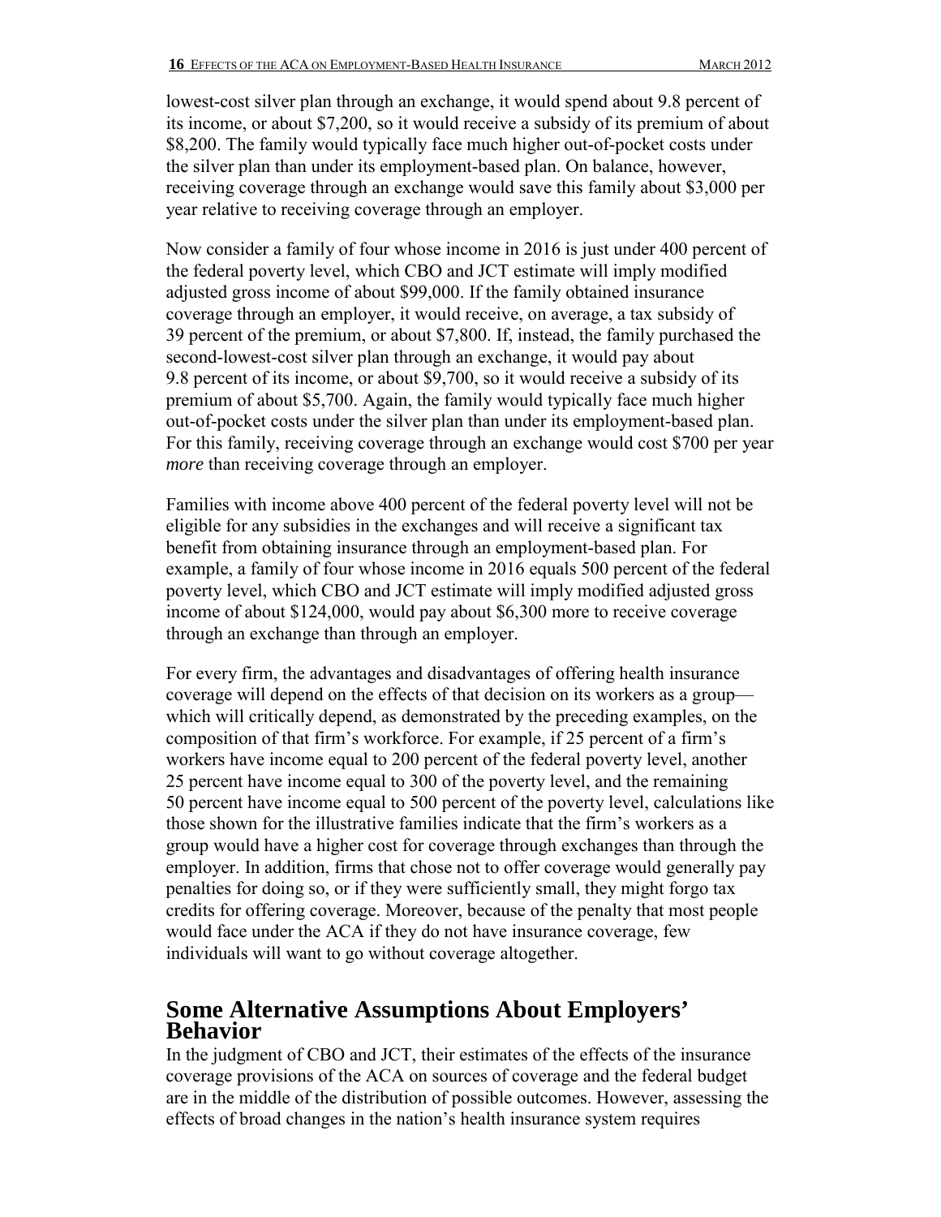lowest-cost silver plan through an exchange, it would spend about 9.8 percent of its income, or about $7,200, so it would receive a subsidy of its premium of about $8,200. The family would typically face much higher out-of-pocket costs under the silver plan than under its employment-based plan. On balance, however, receiving coverage through an exchange would save this family about $3,000 per year relative to receiving coverage through an employer.

Now consider a family of four whose income in 2016 is just under 400 percent of the federal poverty level, which CBO and JCT estimate will imply modified adjusted gross income of about $99,000. If the family obtained insurance coverage through an employer, it would receive, on average, a tax subsidy of 39 percent of the premium, or about $7,800. If, instead, the family purchased the second-lowest-cost silver plan through an exchange, it would pay about 9.8 percent of its income, or about $9,700, so it would receive a subsidy of its premium of about $5,700. Again, the family would typically face much higher out-of-pocket costs under the silver plan than under its employment-based plan. For this family, receiving coverage through an exchange would cost $700 per year *more* than receiving coverage through an employer.

Families with income above 400 percent of the federal poverty level will not be eligible for any subsidies in the exchanges and will receive a significant tax benefit from obtaining insurance through an employment-based plan. For example, a family of four whose income in 2016 equals 500 percent of the federal poverty level, which CBO and JCT estimate will imply modified adjusted gross income of about $124,000, would pay about $6,300 more to receive coverage through an exchange than through an employer.

For every firm, the advantages and disadvantages of offering health insurance coverage will depend on the effects of that decision on its workers as a group—which will critically depend, as demonstrated by the preceding examples, on the composition of that firm's workforce. For example, if 25 percent of a firm's workers have income equal to 200 percent of the federal poverty level, another 25 percent have income equal to 300 of the poverty level, and the remaining 50 percent have income equal to 500 percent of the poverty level, calculations like those shown for the illustrative families indicate that the firm's workers as a group would have a higher cost for coverage through exchanges than through the employer. In addition, firms that chose not to offer coverage would generally pay penalties for doing so, or if they were sufficiently small, they might forgo tax credits for offering coverage. Moreover, because of the penalty that most people would face under the ACA if they do not have insurance coverage, few individuals will want to go without coverage altogether.

## Some Alternative Assumptions About Employers' Behavior

In the judgment of CBO and JCT, their estimates of the effects of the insurance coverage provisions of the ACA on sources of coverage and the federal budget are in the middle of the distribution of possible outcomes. However, assessing the effects of broad changes in the nation's health insurance system requires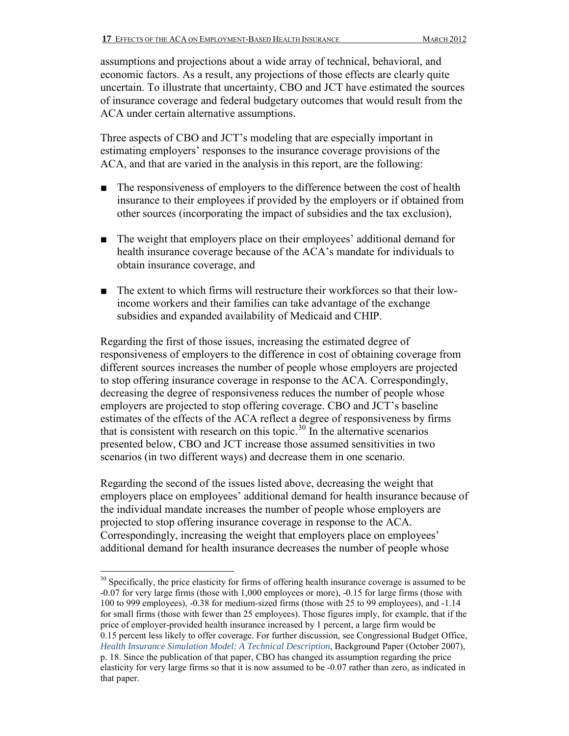assumptions and projections about a wide array of technical, behavioral, and economic factors. As a result, any projections of those effects are clearly quite uncertain. To illustrate that uncertainty, CBO and JCT have estimated the sources of insurance coverage and federal budgetary outcomes that would result from the ACA under certain alternative assumptions.

Three aspects of CBO and JCT's modeling that are especially important in estimating employers' responses to the insurance coverage provisions of the ACA, and that are varied in the analysis in this report, are the following:

- The responsiveness of employers to the difference between the cost of health insurance to their employees if provided by the employers or if obtained from other sources (incorporating the impact of subsidies and the tax exclusion),
- The weight that employers place on their employees' additional demand for health insurance coverage because of the ACA's mandate for individuals to obtain insurance coverage, and
- The extent to which firms will restructure their workforces so that their low-income workers and their families can take advantage of the exchange subsidies and expanded availability of Medicaid and CHIP.

Regarding the first of those issues, increasing the estimated degree of responsiveness of employers to the difference in cost of obtaining coverage from different sources increases the number of people whose employers are projected to stop offering insurance coverage in response to the ACA. Correspondingly, decreasing the degree of responsiveness reduces the number of people whose employers are projected to stop offering coverage. CBO and JCT's baseline estimates of the effects of the ACA reflect a degree of responsiveness by firms that is consistent with research on this topic.[30] In the alternative scenarios presented below, CBO and JCT increase those assumed sensitivities in two scenarios (in two different ways) and decrease them in one scenario.

Regarding the second of the issues listed above, decreasing the weight that employers place on employees' additional demand for health insurance because of the individual mandate increases the number of people whose employers are projected to stop offering insurance coverage in response to the ACA. Correspondingly, increasing the weight that employers place on employees' additional demand for health insurance decreases the number of people whose

---

[30] Specifically, the price elasticity for firms of offering health insurance coverage is assumed to be -0.07 for very large firms (those with 1,000 employees or more), -0.15 for large firms (those with 100 to 999 employees), -0.38 for medium-sized firms (those with 25 to 99 employees), and -1.14 for small firms (those with fewer than 25 employees). Those figures imply, for example, that if the price of employer-provided health insurance increased by 1 percent, a large firm would be 0.15 percent less likely to offer coverage. For further discussion, see Congressional Budget Office, *Health Insurance Simulation Model: A Technical Description*, Background Paper (October 2007), p. 18. Since the publication of that paper, CBO has changed its assumption regarding the price elasticity for very large firms so that it is now assumed to be -0.07 rather than zero, as indicated in that paper.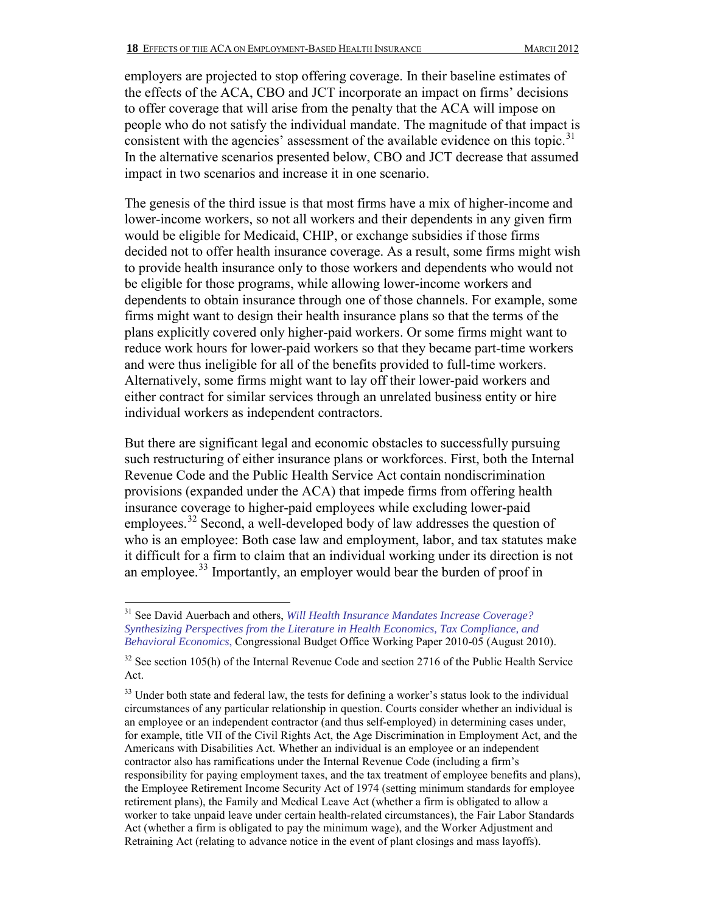employers are projected to stop offering coverage. In their baseline estimates of the effects of the ACA, CBO and JCT incorporate an impact on firms' decisions to offer coverage that will arise from the penalty that the ACA will impose on people who do not satisfy the individual mandate. The magnitude of that impact is consistent with the agencies' assessment of the available evidence on this topic.[31] In the alternative scenarios presented below, CBO and JCT decrease that assumed impact in two scenarios and increase it in one scenario.

The genesis of the third issue is that most firms have a mix of higher-income and lower-income workers, so not all workers and their dependents in any given firm would be eligible for Medicaid, CHIP, or exchange subsidies if those firms decided not to offer health insurance coverage. As a result, some firms might wish to provide health insurance only to those workers and dependents who would not be eligible for those programs, while allowing lower-income workers and dependents to obtain insurance through one of those channels. For example, some firms might want to design their health insurance plans so that the terms of the plans explicitly covered only higher-paid workers. Or some firms might want to reduce work hours for lower-paid workers so that they became part-time workers and were thus ineligible for all of the benefits provided to full-time workers. Alternatively, some firms might want to lay off their lower-paid workers and either contract for similar services through an unrelated business entity or hire individual workers as independent contractors.

But there are significant legal and economic obstacles to successfully pursuing such restructuring of either insurance plans or workforces. First, both the Internal Revenue Code and the Public Health Service Act contain nondiscrimination provisions (expanded under the ACA) that impede firms from offering health insurance coverage to higher-paid employees while excluding lower-paid employees.[32] Second, a well-developed body of law addresses the question of who is an employee: Both case law and employment, labor, and tax statutes make it difficult for a firm to claim that an individual working under its direction is not an employee.[33] Importantly, an employer would bear the burden of proof in

---

[31] See David Auerbach and others, *Will Health Insurance Mandates Increase Coverage? Synthesizing Perspectives from the Literature in Health Economics, Tax Compliance, and Behavioral Economics*, Congressional Budget Office Working Paper 2010-05 (August 2010).

[32] See section 105(h) of the Internal Revenue Code and section 2716 of the Public Health Service Act.

[33] Under both state and federal law, the tests for defining a worker's status look to the individual circumstances of any particular relationship in question. Courts consider whether an individual is an employee or an independent contractor (and thus self-employed) in determining cases under, for example, title VII of the Civil Rights Act, the Age Discrimination in Employment Act, and the Americans with Disabilities Act. Whether an individual is an employee or an independent contractor also has ramifications under the Internal Revenue Code (including a firm's responsibility for paying employment taxes, and the tax treatment of employee benefits and plans), the Employee Retirement Income Security Act of 1974 (setting minimum standards for employee retirement plans), the Family and Medical Leave Act (whether a firm is obligated to allow a worker to take unpaid leave under certain health-related circumstances), the Fair Labor Standards Act (whether a firm is obligated to pay the minimum wage), and the Worker Adjustment and Retraining Act (relating to advance notice in the event of plant closings and mass layoffs).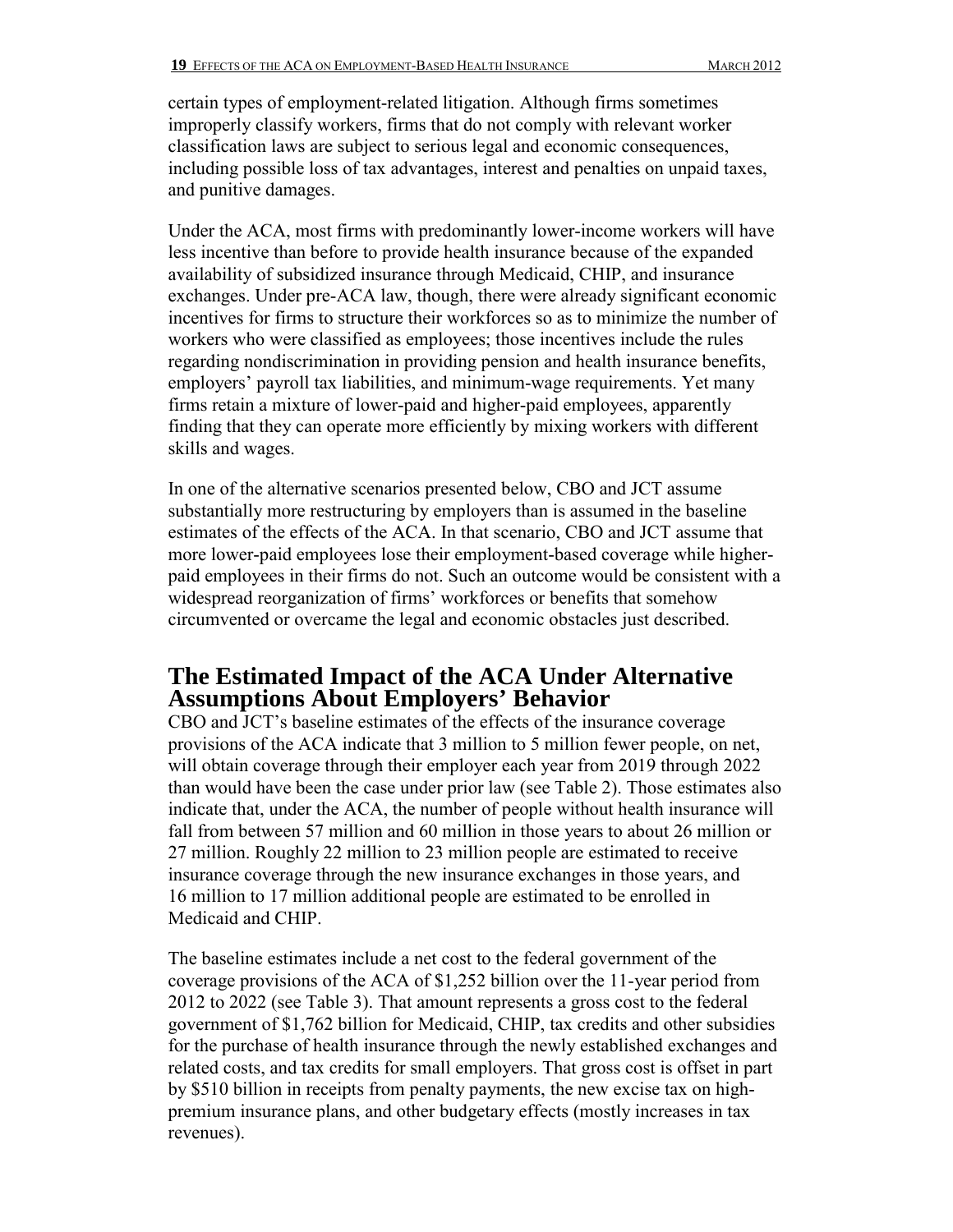certain types of employment-related litigation. Although firms sometimes improperly classify workers, firms that do not comply with relevant worker classification laws are subject to serious legal and economic consequences, including possible loss of tax advantages, interest and penalties on unpaid taxes, and punitive damages.

Under the ACA, most firms with predominantly lower-income workers will have less incentive than before to provide health insurance because of the expanded availability of subsidized insurance through Medicaid, CHIP, and insurance exchanges. Under pre-ACA law, though, there were already significant economic incentives for firms to structure their workforces so as to minimize the number of workers who were classified as employees; those incentives include the rules regarding nondiscrimination in providing pension and health insurance benefits, employers' payroll tax liabilities, and minimum-wage requirements. Yet many firms retain a mixture of lower-paid and higher-paid employees, apparently finding that they can operate more efficiently by mixing workers with different skills and wages.

In one of the alternative scenarios presented below, CBO and JCT assume substantially more restructuring by employers than is assumed in the baseline estimates of the effects of the ACA. In that scenario, CBO and JCT assume that more lower-paid employees lose their employment-based coverage while higher-paid employees in their firms do not. Such an outcome would be consistent with a widespread reorganization of firms' workforces or benefits that somehow circumvented or overcame the legal and economic obstacles just described.

## The Estimated Impact of the ACA Under Alternative Assumptions About Employers' Behavior

CBO and JCT's baseline estimates of the effects of the insurance coverage provisions of the ACA indicate that 3 million to 5 million fewer people, on net, will obtain coverage through their employer each year from 2019 through 2022 than would have been the case under prior law (see Table 2). Those estimates also indicate that, under the ACA, the number of people without health insurance will fall from between 57 million and 60 million in those years to about 26 million or 27 million. Roughly 22 million to 23 million people are estimated to receive insurance coverage through the new insurance exchanges in those years, and 16 million to 17 million additional people are estimated to be enrolled in Medicaid and CHIP.

The baseline estimates include a net cost to the federal government of the coverage provisions of the ACA of $1,252 billion over the 11-year period from 2012 to 2022 (see Table 3). That amount represents a gross cost to the federal government of $1,762 billion for Medicaid, CHIP, tax credits and other subsidies for the purchase of health insurance through the newly established exchanges and related costs, and tax credits for small employers. That gross cost is offset in part by $510 billion in receipts from penalty payments, the new excise tax on high-premium insurance plans, and other budgetary effects (mostly increases in tax revenues).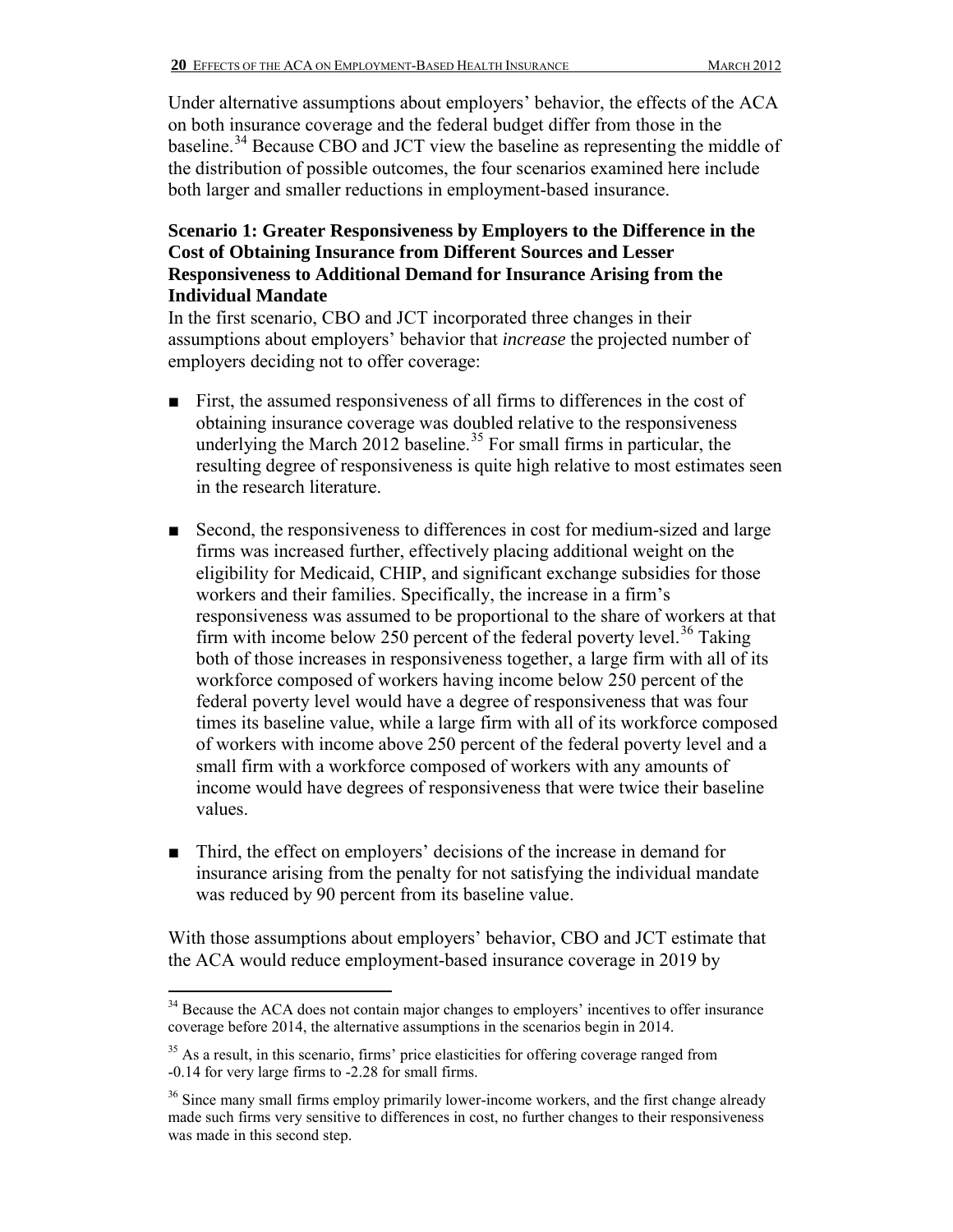Under alternative assumptions about employers' behavior, the effects of the ACA on both insurance coverage and the federal budget differ from those in the baseline.[34] Because CBO and JCT view the baseline as representing the middle of the distribution of possible outcomes, the four scenarios examined here include both larger and smaller reductions in employment-based insurance.

**Scenario 1: Greater Responsiveness by Employers to the Difference in the Cost of Obtaining Insurance from Different Sources and Lesser Responsiveness to Additional Demand for Insurance Arising from the Individual Mandate**

In the first scenario, CBO and JCT incorporated three changes in their assumptions about employers' behavior that *increase* the projected number of employers deciding not to offer coverage:

- First, the assumed responsiveness of all firms to differences in the cost of obtaining insurance coverage was doubled relative to the responsiveness underlying the March 2012 baseline.[35] For small firms in particular, the resulting degree of responsiveness is quite high relative to most estimates seen in the research literature.
- Second, the responsiveness to differences in cost for medium-sized and large firms was increased further, effectively placing additional weight on the eligibility for Medicaid, CHIP, and significant exchange subsidies for those workers and their families. Specifically, the increase in a firm's responsiveness was assumed to be proportional to the share of workers at that firm with income below 250 percent of the federal poverty level.[36] Taking both of those increases in responsiveness together, a large firm with all of its workforce composed of workers having income below 250 percent of the federal poverty level would have a degree of responsiveness that was four times its baseline value, while a large firm with all of its workforce composed of workers with income above 250 percent of the federal poverty level and a small firm with a workforce composed of workers with any amounts of income would have degrees of responsiveness that were twice their baseline values.
- Third, the effect on employers' decisions of the increase in demand for insurance arising from the penalty for not satisfying the individual mandate was reduced by 90 percent from its baseline value.

With those assumptions about employers' behavior, CBO and JCT estimate that the ACA would reduce employment-based insurance coverage in 2019 by

[34] Because the ACA does not contain major changes to employers' incentives to offer insurance coverage before 2014, the alternative assumptions in the scenarios begin in 2014.

[35] As a result, in this scenario, firms' price elasticities for offering coverage ranged from -0.14 for very large firms to -2.28 for small firms.

[36] Since many small firms employ primarily lower-income workers, and the first change already made such firms very sensitive to differences in cost, no further changes to their responsiveness was made in this second step.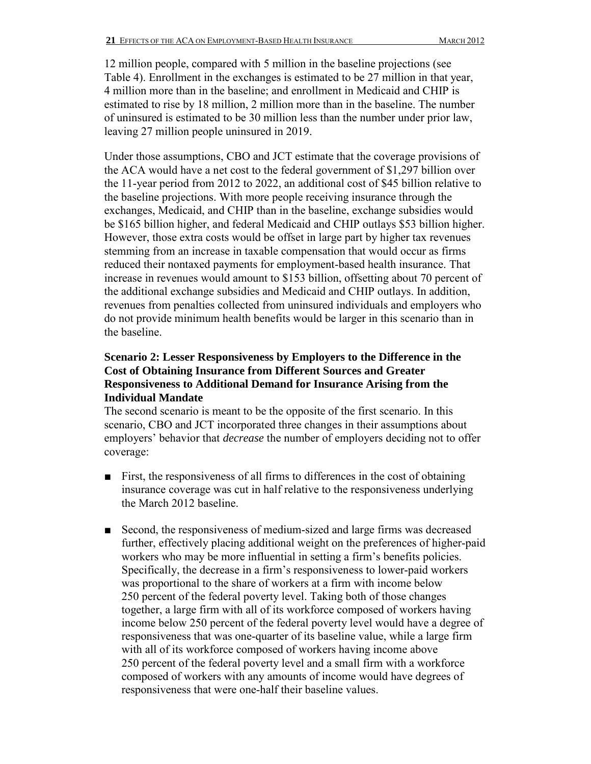12 million people, compared with 5 million in the baseline projections (see Table 4). Enrollment in the exchanges is estimated to be 27 million in that year, 4 million more than in the baseline; and enrollment in Medicaid and CHIP is estimated to rise by 18 million, 2 million more than in the baseline. The number of uninsured is estimated to be 30 million less than the number under prior law, leaving 27 million people uninsured in 2019.

Under those assumptions, CBO and JCT estimate that the coverage provisions of the ACA would have a net cost to the federal government of $1,297 billion over the 11-year period from 2012 to 2022, an additional cost of $45 billion relative to the baseline projections. With more people receiving insurance through the exchanges, Medicaid, and CHIP than in the baseline, exchange subsidies would be $165 billion higher, and federal Medicaid and CHIP outlays $53 billion higher. However, those extra costs would be offset in large part by higher tax revenues stemming from an increase in taxable compensation that would occur as firms reduced their nontaxed payments for employment-based health insurance. That increase in revenues would amount to $153 billion, offsetting about 70 percent of the additional exchange subsidies and Medicaid and CHIP outlays. In addition, revenues from penalties collected from uninsured individuals and employers who do not provide minimum health benefits would be larger in this scenario than in the baseline.

**Scenario 2: Lesser Responsiveness by Employers to the Difference in the Cost of Obtaining Insurance from Different Sources and Greater Responsiveness to Additional Demand for Insurance Arising from the Individual Mandate**

The second scenario is meant to be the opposite of the first scenario. In this scenario, CBO and JCT incorporated three changes in their assumptions about employers' behavior that *decrease* the number of employers deciding not to offer coverage:

- First, the responsiveness of all firms to differences in the cost of obtaining insurance coverage was cut in half relative to the responsiveness underlying the March 2012 baseline.

- Second, the responsiveness of medium-sized and large firms was decreased further, effectively placing additional weight on the preferences of higher-paid workers who may be more influential in setting a firm's benefits policies. Specifically, the decrease in a firm's responsiveness to lower-paid workers was proportional to the share of workers at a firm with income below 250 percent of the federal poverty level. Taking both of those changes together, a large firm with all of its workforce composed of workers having income below 250 percent of the federal poverty level would have a degree of responsiveness that was one-quarter of its baseline value, while a large firm with all of its workforce composed of workers having income above 250 percent of the federal poverty level and a small firm with a workforce composed of workers with any amounts of income would have degrees of responsiveness that were one-half their baseline values.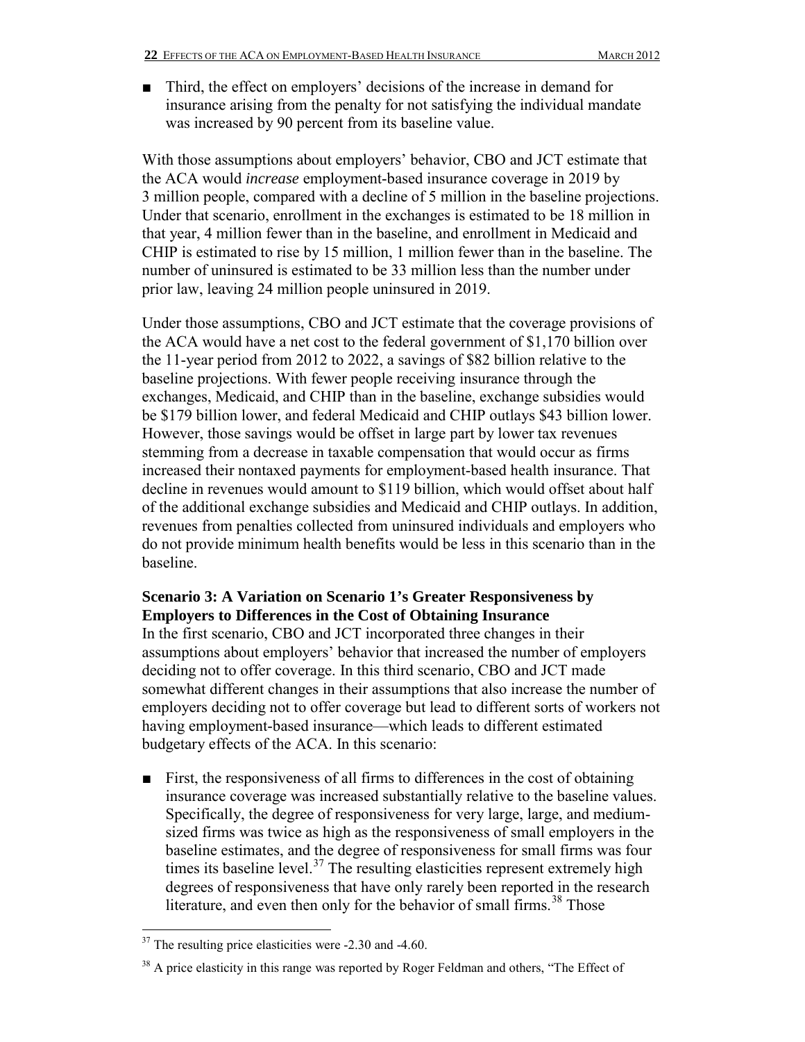- Third, the effect on employers' decisions of the increase in demand for insurance arising from the penalty for not satisfying the individual mandate was increased by 90 percent from its baseline value.

With those assumptions about employers' behavior, CBO and JCT estimate that the ACA would *increase* employment-based insurance coverage in 2019 by 3 million people, compared with a decline of 5 million in the baseline projections. Under that scenario, enrollment in the exchanges is estimated to be 18 million in that year, 4 million fewer than in the baseline, and enrollment in Medicaid and CHIP is estimated to rise by 15 million, 1 million fewer than in the baseline. The number of uninsured is estimated to be 33 million less than the number under prior law, leaving 24 million people uninsured in 2019.

Under those assumptions, CBO and JCT estimate that the coverage provisions of the ACA would have a net cost to the federal government of $1,170 billion over the 11-year period from 2012 to 2022, a savings of $82 billion relative to the baseline projections. With fewer people receiving insurance through the exchanges, Medicaid, and CHIP than in the baseline, exchange subsidies would be $179 billion lower, and federal Medicaid and CHIP outlays $43 billion lower. However, those savings would be offset in large part by lower tax revenues stemming from a decrease in taxable compensation that would occur as firms increased their nontaxed payments for employment-based health insurance. That decline in revenues would amount to $119 billion, which would offset about half of the additional exchange subsidies and Medicaid and CHIP outlays. In addition, revenues from penalties collected from uninsured individuals and employers who do not provide minimum health benefits would be less in this scenario than in the baseline.

### Scenario 3: A Variation on Scenario 1's Greater Responsiveness by Employers to Differences in the Cost of Obtaining Insurance

In the first scenario, CBO and JCT incorporated three changes in their assumptions about employers' behavior that increased the number of employers deciding not to offer coverage. In this third scenario, CBO and JCT made somewhat different changes in their assumptions that also increase the number of employers deciding not to offer coverage but lead to different sorts of workers not having employment-based insurance—which leads to different estimated budgetary effects of the ACA. In this scenario:

- First, the responsiveness of all firms to differences in the cost of obtaining insurance coverage was increased substantially relative to the baseline values. Specifically, the degree of responsiveness for very large, large, and medium-sized firms was twice as high as the responsiveness of small employers in the baseline estimates, and the degree of responsiveness for small firms was four times its baseline level.[37] The resulting elasticities represent extremely high degrees of responsiveness that have only rarely been reported in the research literature, and even then only for the behavior of small firms.[38] Those

[37] The resulting price elasticities were -2.30 and -4.60.

[38] A price elasticity in this range was reported by Roger Feldman and others, "The Effect of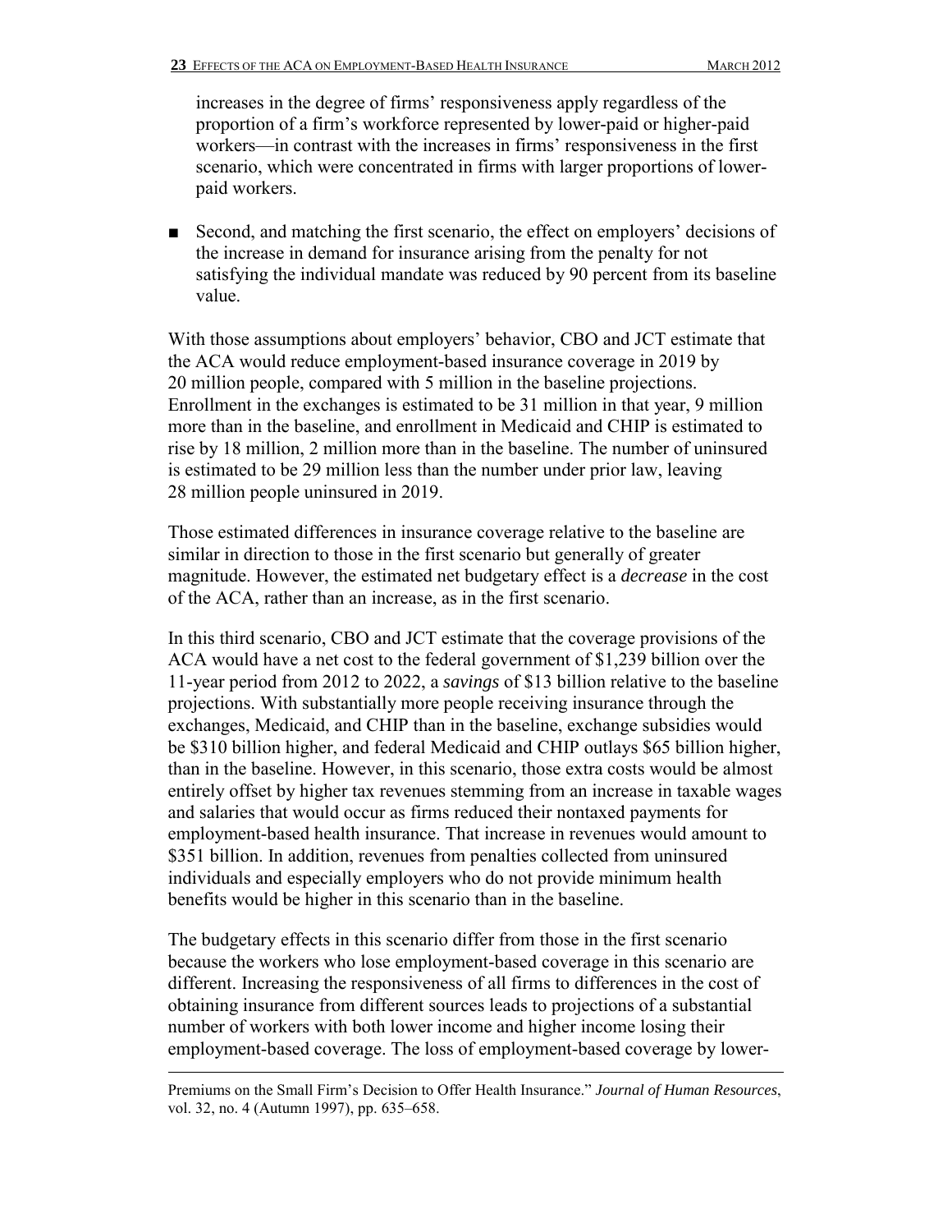increases in the degree of firms' responsiveness apply regardless of the proportion of a firm's workforce represented by lower-paid or higher-paid workers—in contrast with the increases in firms' responsiveness in the first scenario, which were concentrated in firms with larger proportions of lower-paid workers.

- Second, and matching the first scenario, the effect on employers' decisions of the increase in demand for insurance arising from the penalty for not satisfying the individual mandate was reduced by 90 percent from its baseline value.

With those assumptions about employers' behavior, CBO and JCT estimate that the ACA would reduce employment-based insurance coverage in 2019 by 20 million people, compared with 5 million in the baseline projections. Enrollment in the exchanges is estimated to be 31 million in that year, 9 million more than in the baseline, and enrollment in Medicaid and CHIP is estimated to rise by 18 million, 2 million more than in the baseline. The number of uninsured is estimated to be 29 million less than the number under prior law, leaving 28 million people uninsured in 2019.

Those estimated differences in insurance coverage relative to the baseline are similar in direction to those in the first scenario but generally of greater magnitude. However, the estimated net budgetary effect is a *decrease* in the cost of the ACA, rather than an increase, as in the first scenario.

In this third scenario, CBO and JCT estimate that the coverage provisions of the ACA would have a net cost to the federal government of $1,239 billion over the 11-year period from 2012 to 2022, a *savings* of $13 billion relative to the baseline projections. With substantially more people receiving insurance through the exchanges, Medicaid, and CHIP than in the baseline, exchange subsidies would be $310 billion higher, and federal Medicaid and CHIP outlays $65 billion higher, than in the baseline. However, in this scenario, those extra costs would be almost entirely offset by higher tax revenues stemming from an increase in taxable wages and salaries that would occur as firms reduced their nontaxed payments for employment-based health insurance. That increase in revenues would amount to $351 billion. In addition, revenues from penalties collected from uninsured individuals and especially employers who do not provide minimum health benefits would be higher in this scenario than in the baseline.

The budgetary effects in this scenario differ from those in the first scenario because the workers who lose employment-based coverage in this scenario are different. Increasing the responsiveness of all firms to differences in the cost of obtaining insurance from different sources leads to projections of a substantial number of workers with both lower income and higher income losing their employment-based coverage. The loss of employment-based coverage by lower-

---

Premiums on the Small Firm's Decision to Offer Health Insurance." *Journal of Human Resources*, vol. 32, no. 4 (Autumn 1997), pp. 635–658.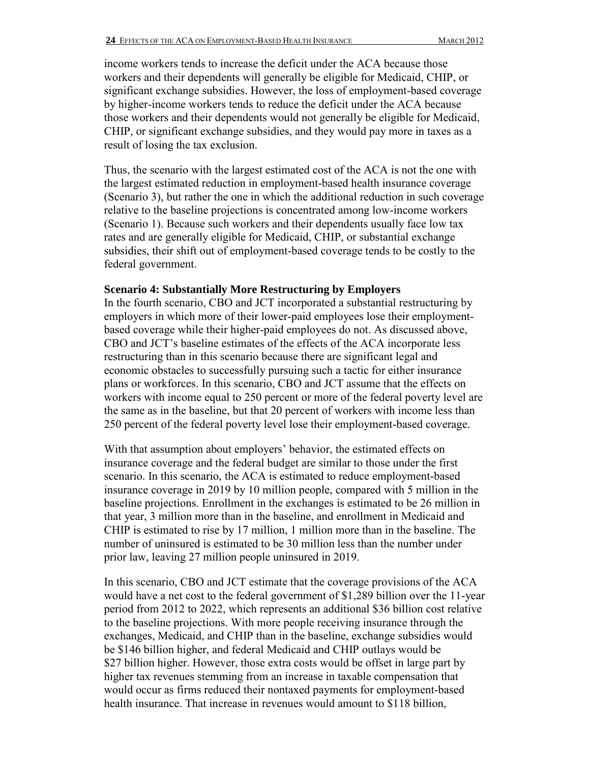income workers tends to increase the deficit under the ACA because those workers and their dependents will generally be eligible for Medicaid, CHIP, or significant exchange subsidies. However, the loss of employment-based coverage by higher-income workers tends to reduce the deficit under the ACA because those workers and their dependents would not generally be eligible for Medicaid, CHIP, or significant exchange subsidies, and they would pay more in taxes as a result of losing the tax exclusion.

Thus, the scenario with the largest estimated cost of the ACA is not the one with the largest estimated reduction in employment-based health insurance coverage (Scenario 3), but rather the one in which the additional reduction in such coverage relative to the baseline projections is concentrated among low-income workers (Scenario 1). Because such workers and their dependents usually face low tax rates and are generally eligible for Medicaid, CHIP, or substantial exchange subsidies, their shift out of employment-based coverage tends to be costly to the federal government.

**Scenario 4: Substantially More Restructuring by Employers**

In the fourth scenario, CBO and JCT incorporated a substantial restructuring by employers in which more of their lower-paid employees lose their employment-based coverage while their higher-paid employees do not. As discussed above, CBO and JCT's baseline estimates of the effects of the ACA incorporate less restructuring than in this scenario because there are significant legal and economic obstacles to successfully pursuing such a tactic for either insurance plans or workforces. In this scenario, CBO and JCT assume that the effects on workers with income equal to 250 percent or more of the federal poverty level are the same as in the baseline, but that 20 percent of workers with income less than 250 percent of the federal poverty level lose their employment-based coverage.

With that assumption about employers' behavior, the estimated effects on insurance coverage and the federal budget are similar to those under the first scenario. In this scenario, the ACA is estimated to reduce employment-based insurance coverage in 2019 by 10 million people, compared with 5 million in the baseline projections. Enrollment in the exchanges is estimated to be 26 million in that year, 3 million more than in the baseline, and enrollment in Medicaid and CHIP is estimated to rise by 17 million, 1 million more than in the baseline. The number of uninsured is estimated to be 30 million less than the number under prior law, leaving 27 million people uninsured in 2019.

In this scenario, CBO and JCT estimate that the coverage provisions of the ACA would have a net cost to the federal government of $1,289 billion over the 11-year period from 2012 to 2022, which represents an additional $36 billion cost relative to the baseline projections. With more people receiving insurance through the exchanges, Medicaid, and CHIP than in the baseline, exchange subsidies would be $146 billion higher, and federal Medicaid and CHIP outlays would be $27 billion higher. However, those extra costs would be offset in large part by higher tax revenues stemming from an increase in taxable compensation that would occur as firms reduced their nontaxed payments for employment-based health insurance. That increase in revenues would amount to $118 billion,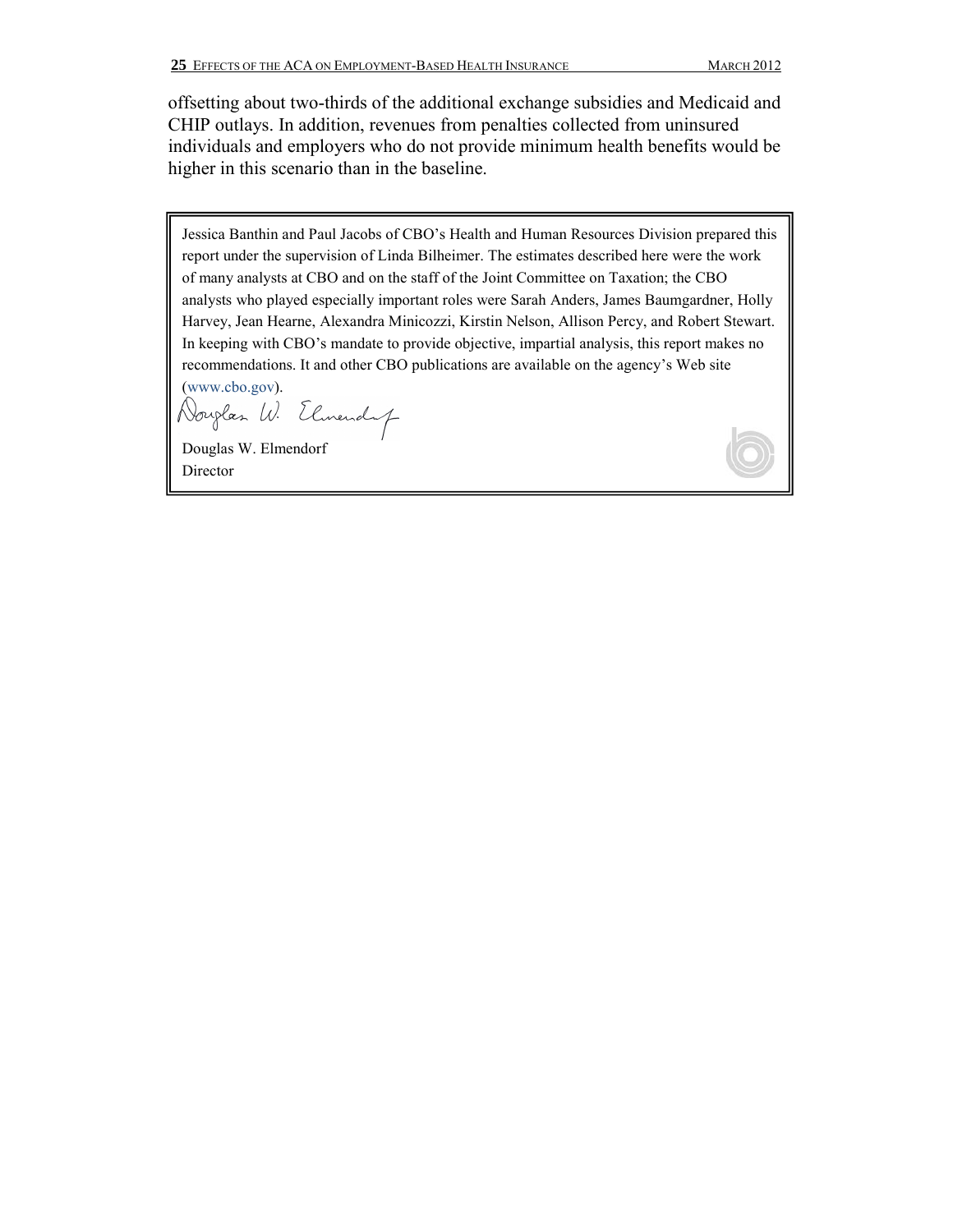offsetting about two-thirds of the additional exchange subsidies and Medicaid and CHIP outlays. In addition, revenues from penalties collected from uninsured individuals and employers who do not provide minimum health benefits would be higher in this scenario than in the baseline.

Jessica Banthin and Paul Jacobs of CBO's Health and Human Resources Division prepared this report under the supervision of Linda Bilheimer. The estimates described here were the work of many analysts at CBO and on the staff of the Joint Committee on Taxation; the CBO analysts who played especially important roles were Sarah Anders, James Baumgardner, Holly Harvey, Jean Hearne, Alexandra Minicozzi, Kirstin Nelson, Allison Percy, and Robert Stewart. In keeping with CBO's mandate to provide objective, impartial analysis, this report makes no recommendations. It and other CBO publications are available on the agency's Web site (www.cbo.gov).

Douglas W. Elmendorf
Director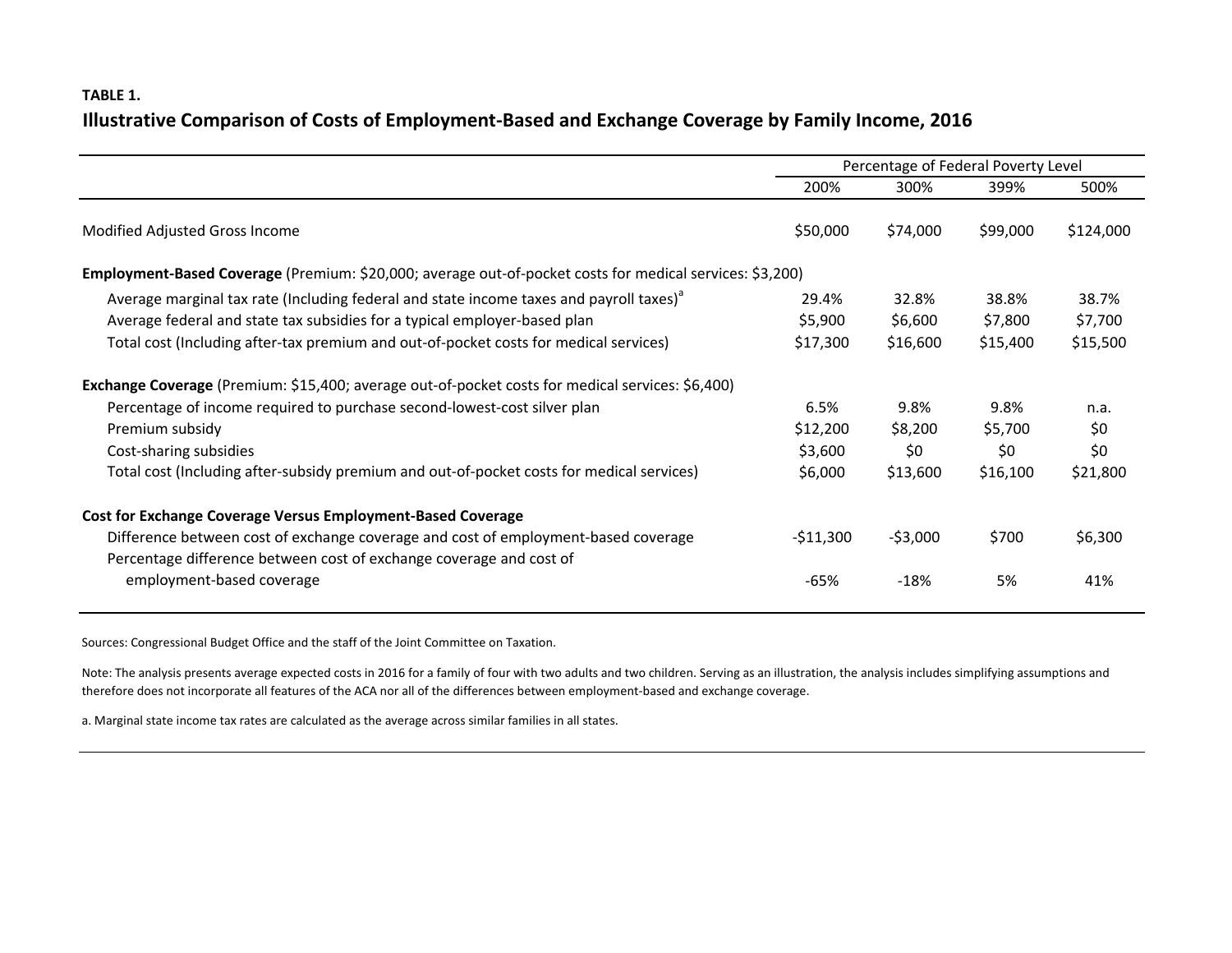**TABLE 1.**

## Illustrative Comparison of Costs of Employment-Based and Exchange Coverage by Family Income, 2016

| | Percentage of Federal Poverty Level | | | |
|---|---|---|---|---|
| | 200% | 300% | 399% | 500% |
| Modified Adjusted Gross Income | $50,000 | $74,000 | $99,000 | $124,000 |
| **Employment-Based Coverage** (Premium: $20,000; average out-of-pocket costs for medical services: $3,200) | | | | |
| Average marginal tax rate (Including federal and state income taxes and payroll taxes)[a] | 29.4% | 32.8% | 38.8% | 38.7% |
| Average federal and state tax subsidies for a typical employer-based plan | $5,900 | $6,600 | $7,800 | $7,700 |
| Total cost (Including after-tax premium and out-of-pocket costs for medical services) | $17,300 | $16,600 | $15,400 | $15,500 |
| **Exchange Coverage** (Premium: $15,400; average out-of-pocket costs for medical services: $6,400) | | | | |
| Percentage of income required to purchase second-lowest-cost silver plan | 6.5% | 9.8% | 9.8% | n.a. |
| Premium subsidy | $12,200 | $8,200 | $5,700 | $0 |
| Cost-sharing subsidies | $3,600 | $0 | $0 | $0 |
| Total cost (Including after-subsidy premium and out-of-pocket costs for medical services) | $6,000 | $13,600 | $16,100 | $21,800 |
| **Cost for Exchange Coverage Versus Employment-Based Coverage** | | | | |
| Difference between cost of exchange coverage and cost of employment-based coverage | -$11,300 | -$3,000 | $700 | $6,300 |
| Percentage difference between cost of exchange coverage and cost of employment-based coverage | -65% | -18% | 5% | 41% |

Sources: Congressional Budget Office and the staff of the Joint Committee on Taxation.

Note: The analysis presents average expected costs in 2016 for a family of four with two adults and two children. Serving as an illustration, the analysis includes simplifying assumptions and therefore does not incorporate all features of the ACA nor all of the differences between employment-based and exchange coverage.

a. Marginal state income tax rates are calculated as the average across similar families in all states.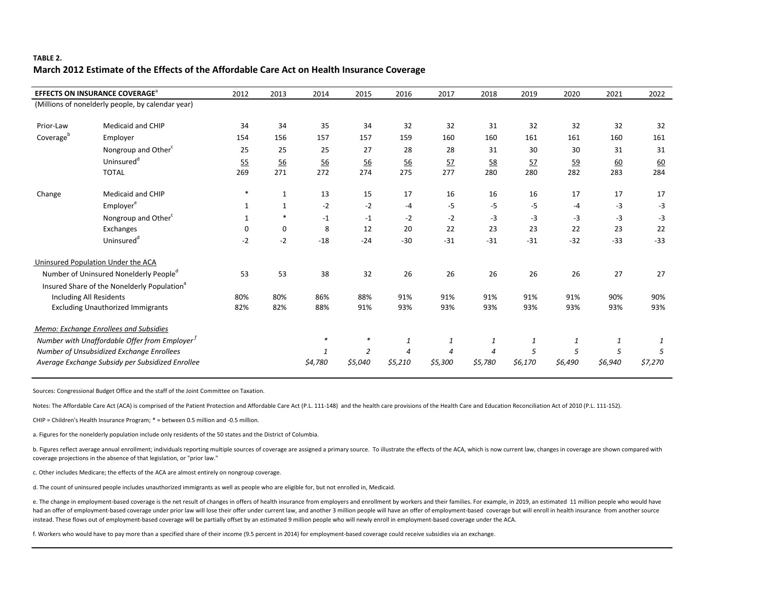**TABLE 2.**

## March 2012 Estimate of the Effects of the Affordable Care Act on Health Insurance Coverage

| **EFFECTS ON INSURANCE COVERAGE**[a] | | 2012 | 2013 | 2014 | 2015 | 2016 | 2017 | 2018 | 2019 | 2020 | 2021 | 2022 |
|---|---|---|---|---|---|---|---|---|---|---|---|---|
| (Millions of nonelderly people, by calendar year) | | | | | | | | | | | | |
| Prior-Law Coverage[b] | Medicaid and CHIP | 34 | 34 | 35 | 34 | 32 | 32 | 31 | 32 | 32 | 32 | 32 |
| | Employer | 154 | 156 | 157 | 157 | 159 | 160 | 160 | 161 | 161 | 160 | 161 |
| | Nongroup and Other[c] | 25 | 25 | 25 | 27 | 28 | 28 | 31 | 30 | 30 | 31 | 31 |
| | Uninsured[d] | 55 | 56 | 56 | 56 | 56 | 57 | 58 | 57 | 59 | 60 | 60 |
| | TOTAL | 269 | 271 | 272 | 274 | 275 | 277 | 280 | 280 | 282 | 283 | 284 |
| Change | Medicaid and CHIP | * | 1 | 13 | 15 | 17 | 16 | 16 | 16 | 17 | 17 | 17 |
| | Employer[e] | 1 | 1 | -2 | -2 | -4 | -5 | -5 | -5 | -4 | -3 | -3 |
| | Nongroup and Other[c] | 1 | * | -1 | -1 | -2 | -2 | -3 | -3 | -3 | -3 | -3 |
| | Exchanges | 0 | 0 | 8 | 12 | 20 | 22 | 23 | 23 | 22 | 23 | 22 |
| | Uninsured[d] | -2 | -2 | -18 | -24 | -30 | -31 | -31 | -31 | -32 | -33 | -33 |
| Uninsured Population Under the ACA | | | | | | | | | | | | |
| Number of Uninsured Nonelderly People[d] | | 53 | 53 | 38 | 32 | 26 | 26 | 26 | 26 | 26 | 27 | 27 |
| Insured Share of the Nonelderly Population[a] | | | | | | | | | | | | |
| Including All Residents | | 80% | 80% | 86% | 88% | 91% | 91% | 91% | 91% | 91% | 90% | 90% |
| Excluding Unauthorized Immigrants | | 82% | 82% | 88% | 91% | 93% | 93% | 93% | 93% | 93% | 93% | 93% |
| *Memo: Exchange Enrollees and Subsidies* | | | | | | | | | | | | |
| *Number with Unaffordable Offer from Employer*[f] | | | | * | * | *1* | *1* | *1* | *1* | *1* | *1* | *1* |
| *Number of Unsubsidized Exchange Enrollees* | | | | *1* | *2* | *4* | *4* | *4* | *5* | *5* | *5* | *5* |
| *Average Exchange Subsidy per Subsidized Enrollee* | | | | *$4,780* | *$5,040* | *$5,210* | *$5,300* | *$5,780* | *$6,170* | *$6,490* | *$6,940* | *$7,270* |

Sources: Congressional Budget Office and the staff of the Joint Committee on Taxation.

Notes: The Affordable Care Act (ACA) is comprised of the Patient Protection and Affordable Care Act (P.L. 111-148) and the health care provisions of the Health Care and Education Reconciliation Act of 2010 (P.L. 111-152).

CHIP = Children's Health Insurance Program; * = between 0.5 million and -0.5 million.

a. Figures for the nonelderly population include only residents of the 50 states and the District of Columbia.

b. Figures reflect average annual enrollment; individuals reporting multiple sources of coverage are assigned a primary source. To illustrate the effects of the ACA, which is now current law, changes in coverage are shown compared with coverage projections in the absence of that legislation, or "prior law."

c. Other includes Medicare; the effects of the ACA are almost entirely on nongroup coverage.

d. The count of uninsured people includes unauthorized immigrants as well as people who are eligible for, but not enrolled in, Medicaid.

e. The change in employment-based coverage is the net result of changes in offers of health insurance from employers and enrollment by workers and their families. For example, in 2019, an estimated 11 million people who would have had an offer of employment-based coverage under prior law will lose their offer under current law, and another 3 million people will have an offer of employment-based coverage but will enroll in health insurance from another source instead. These flows out of employment-based coverage will be partially offset by an estimated 9 million people who will newly enroll in employment-based coverage under the ACA.

f. Workers who would have to pay more than a specified share of their income (9.5 percent in 2014) for employment-based coverage could receive subsidies via an exchange.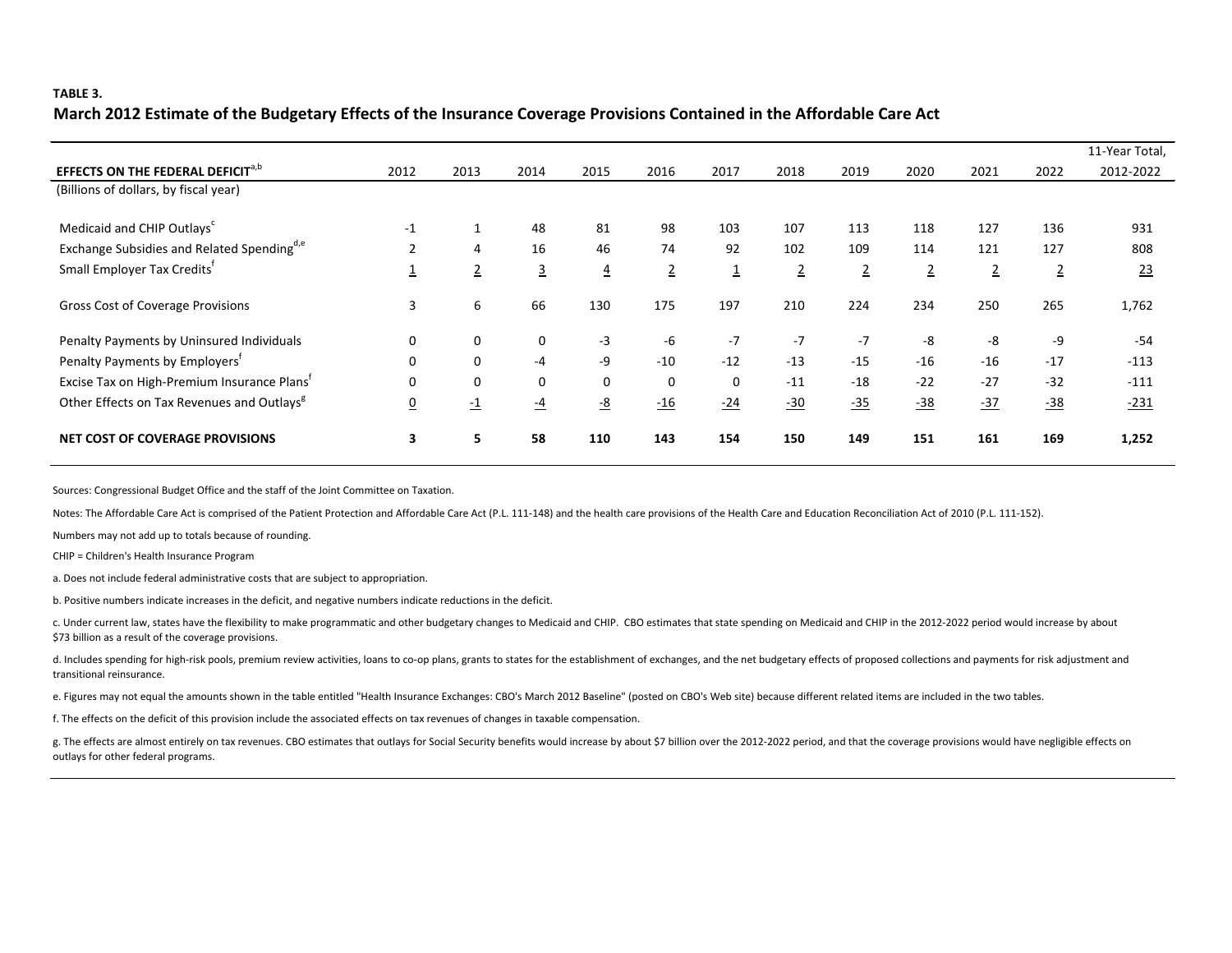**TABLE 3.**

## March 2012 Estimate of the Budgetary Effects of the Insurance Coverage Provisions Contained in the Affordable Care Act

| EFFECTS ON THE FEDERAL DEFICIT[a,b] | 2012 | 2013 | 2014 | 2015 | 2016 | 2017 | 2018 | 2019 | 2020 | 2021 | 2022 | 11-Year Total, 2012-2022 |
|---|---|---|---|---|---|---|---|---|---|---|---|---|
| (Billions of dollars, by fiscal year) | | | | | | | | | | | | |
| Medicaid and CHIP Outlays[c] | -1 | 1 | 48 | 81 | 98 | 103 | 107 | 113 | 118 | 127 | 136 | 931 |
| Exchange Subsidies and Related Spending[d,e] | 2 | 4 | 16 | 46 | 74 | 92 | 102 | 109 | 114 | 121 | 127 | 808 |
| Small Employer Tax Credits[f] | 1 | 2 | 3 | 4 | 2 | 1 | 2 | 2 | 2 | 2 | 2 | 23 |
| Gross Cost of Coverage Provisions | 3 | 6 | 66 | 130 | 175 | 197 | 210 | 224 | 234 | 250 | 265 | 1,762 |
| Penalty Payments by Uninsured Individuals | 0 | 0 | 0 | -3 | -6 | -7 | -7 | -7 | -8 | -8 | -9 | -54 |
| Penalty Payments by Employers[f] | 0 | 0 | -4 | -9 | -10 | -12 | -13 | -15 | -16 | -16 | -17 | -113 |
| Excise Tax on High-Premium Insurance Plans[f] | 0 | 0 | 0 | 0 | 0 | 0 | -11 | -18 | -22 | -27 | -32 | -111 |
| Other Effects on Tax Revenues and Outlays[g] | 0 | -1 | -4 | -8 | -16 | -24 | -30 | -35 | -38 | -37 | -38 | -231 |
| **NET COST OF COVERAGE PROVISIONS** | **3** | **5** | **58** | **110** | **143** | **154** | **150** | **149** | **151** | **161** | **169** | **1,252** |

Sources: Congressional Budget Office and the staff of the Joint Committee on Taxation.

Notes: The Affordable Care Act is comprised of the Patient Protection and Affordable Care Act (P.L. 111-148) and the health care provisions of the Health Care and Education Reconciliation Act of 2010 (P.L. 111-152).

Numbers may not add up to totals because of rounding.

CHIP = Children's Health Insurance Program

a. Does not include federal administrative costs that are subject to appropriation.

b. Positive numbers indicate increases in the deficit, and negative numbers indicate reductions in the deficit.

c. Under current law, states have the flexibility to make programmatic and other budgetary changes to Medicaid and CHIP. CBO estimates that state spending on Medicaid and CHIP in the 2012-2022 period would increase by about $73 billion as a result of the coverage provisions.

d. Includes spending for high-risk pools, premium review activities, loans to co-op plans, grants to states for the establishment of exchanges, and the net budgetary effects of proposed collections and payments for risk adjustment and transitional reinsurance.

e. Figures may not equal the amounts shown in the table entitled "Health Insurance Exchanges: CBO's March 2012 Baseline" (posted on CBO's Web site) because different related items are included in the two tables.

f. The effects on the deficit of this provision include the associated effects on tax revenues of changes in taxable compensation.

g. The effects are almost entirely on tax revenues. CBO estimates that outlays for Social Security benefits would increase by about $7 billion over the 2012-2022 period, and that the coverage provisions would have negligible effects on outlays for other federal programs.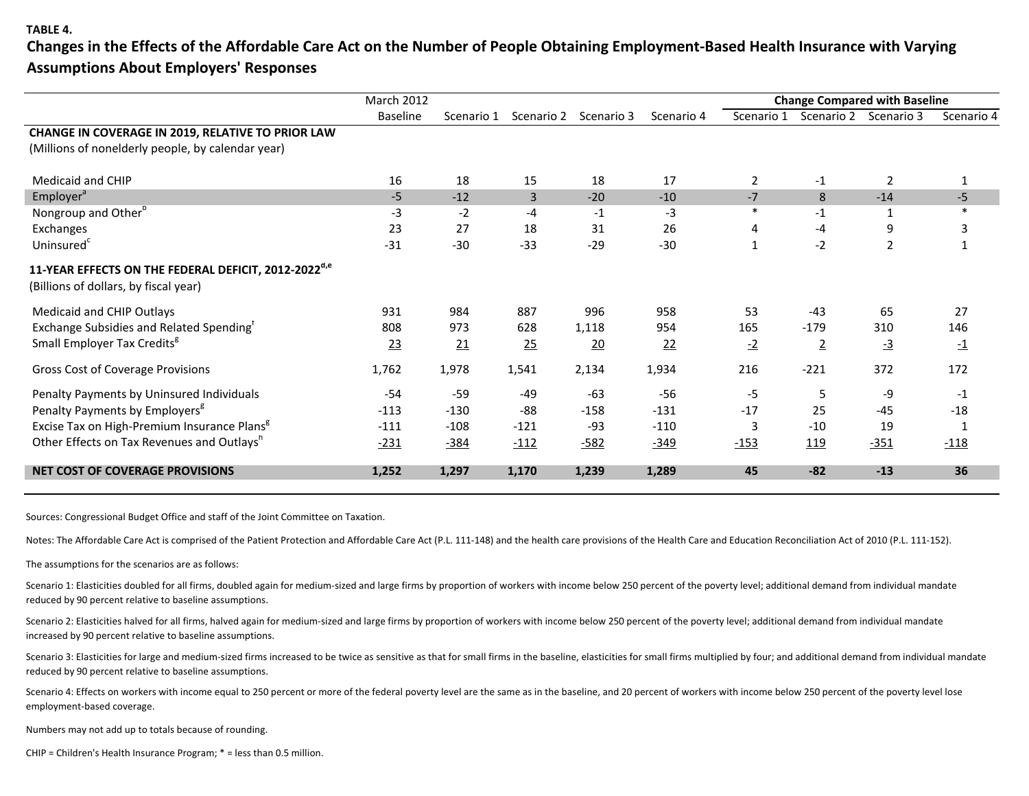**TABLE 4.**

## Changes in the Effects of the Affordable Care Act on the Number of People Obtaining Employment-Based Health Insurance with Varying Assumptions About Employers' Responses

| | March 2012 | | | | | Change Compared with Baseline | | | |
|---|---|---|---|---|---|---|---|---|---|
| | Baseline | Scenario 1 | Scenario 2 | Scenario 3 | Scenario 4 | Scenario 1 | Scenario 2 | Scenario 3 | Scenario 4 |
| **CHANGE IN COVERAGE IN 2019, RELATIVE TO PRIOR LAW** (Millions of nonelderly people, by calendar year) | | | | | | | | | |
| Medicaid and CHIP | 16 | 18 | 15 | 18 | 17 | 2 | -1 | 2 | 1 |
| Employer[a] | -5 | -12 | 3 | -20 | -10 | -7 | 8 | -14 | -5 |
| Nongroup and Other[b] | -3 | -2 | -4 | -1 | -3 | * | -1 | 1 | * |
| Exchanges | 23 | 27 | 18 | 31 | 26 | 4 | -4 | 9 | 3 |
| Uninsured[c] | -31 | -30 | -33 | -29 | -30 | 1 | -2 | 2 | 1 |
| **11-YEAR EFFECTS ON THE FEDERAL DEFICIT, 2012-2022[d,e]** (Billions of dollars, by fiscal year) | | | | | | | | | |
| Medicaid and CHIP Outlays | 931 | 984 | 887 | 996 | 958 | 53 | -43 | 65 | 27 |
| Exchange Subsidies and Related Spending[f] | 808 | 973 | 628 | 1,118 | 954 | 165 | -179 | 310 | 146 |
| Small Employer Tax Credits[g] | 23 | 21 | 25 | 20 | 22 | -2 | 2 | -3 | -1 |
| Gross Cost of Coverage Provisions | 1,762 | 1,978 | 1,541 | 2,134 | 1,934 | 216 | -221 | 372 | 172 |
| Penalty Payments by Uninsured Individuals | -54 | -59 | -49 | -63 | -56 | -5 | 5 | -9 | -1 |
| Penalty Payments by Employers[g] | -113 | -130 | -88 | -158 | -131 | -17 | 25 | -45 | -18 |
| Excise Tax on High-Premium Insurance Plans[g] | -111 | -108 | -121 | -93 | -110 | 3 | -10 | 19 | 1 |
| Other Effects on Tax Revenues and Outlays[h] | -231 | -384 | -112 | -582 | -349 | -153 | 119 | -351 | -118 |
| **NET COST OF COVERAGE PROVISIONS** | **1,252** | **1,297** | **1,170** | **1,239** | **1,289** | **45** | **-82** | **-13** | **36** |

Sources: Congressional Budget Office and staff of the Joint Committee on Taxation.

Notes: The Affordable Care Act is comprised of the Patient Protection and Affordable Care Act (P.L. 111-148) and the health care provisions of the Health Care and Education Reconciliation Act of 2010 (P.L. 111-152).

The assumptions for the scenarios are as follows:

Scenario 1: Elasticities doubled for all firms, doubled again for medium-sized and large firms by proportion of workers with income below 250 percent of the poverty level; additional demand from individual mandate reduced by 90 percent relative to baseline assumptions.

Scenario 2: Elasticities halved for all firms, halved again for medium-sized and large firms by proportion of workers with income below 250 percent of the poverty level; additional demand from individual mandate increased by 90 percent relative to baseline assumptions.

Scenario 3: Elasticities for large and medium-sized firms increased to be twice as sensitive as that for small firms in the baseline, elasticities for small firms multiplied by four; and additional demand from individual mandate reduced by 90 percent relative to baseline assumptions.

Scenario 4: Effects on workers with income equal to 250 percent or more of the federal poverty level are the same as in the baseline, and 20 percent of workers with income below 250 percent of the poverty level lose employment-based coverage.

Numbers may not add up to totals because of rounding.

CHIP = Children's Health Insurance Program; * = less than 0.5 million.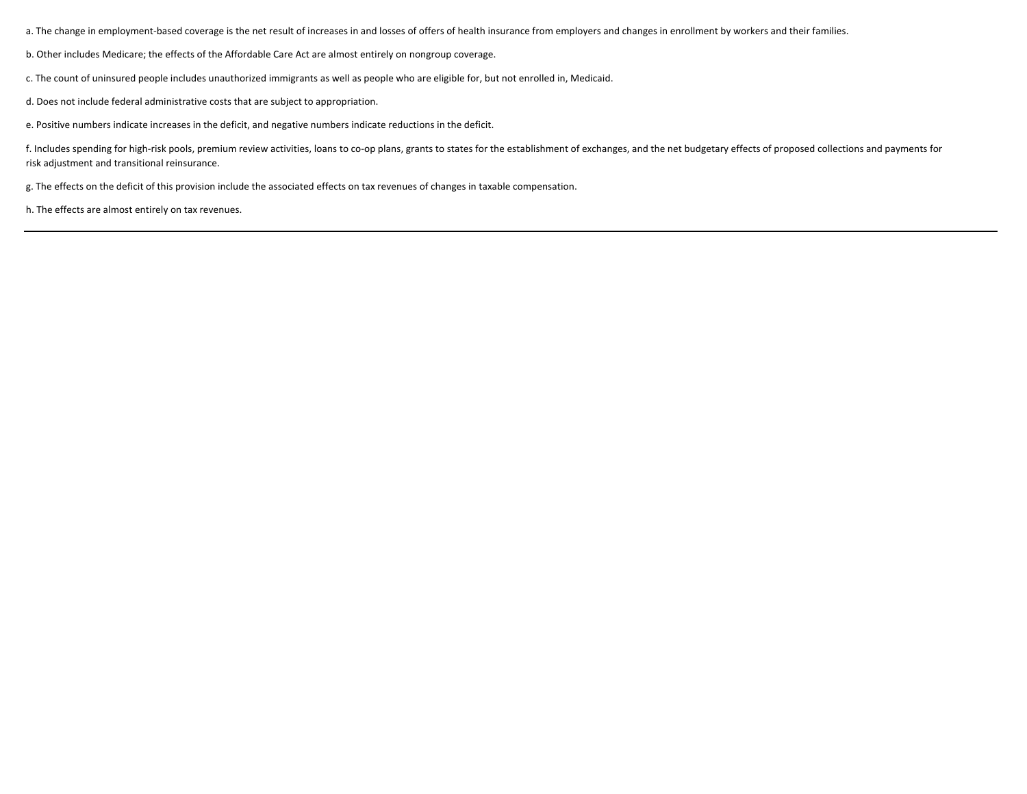a. The change in employment-based coverage is the net result of increases in and losses of offers of health insurance from employers and changes in enrollment by workers and their families.

b. Other includes Medicare; the effects of the Affordable Care Act are almost entirely on nongroup coverage.

c. The count of uninsured people includes unauthorized immigrants as well as people who are eligible for, but not enrolled in, Medicaid.

d. Does not include federal administrative costs that are subject to appropriation.

e. Positive numbers indicate increases in the deficit, and negative numbers indicate reductions in the deficit.

f. Includes spending for high-risk pools, premium review activities, loans to co-op plans, grants to states for the establishment of exchanges, and the net budgetary effects of proposed collections and payments for risk adjustment and transitional reinsurance.

g. The effects on the deficit of this provision include the associated effects on tax revenues of changes in taxable compensation.

h. The effects are almost entirely on tax revenues.